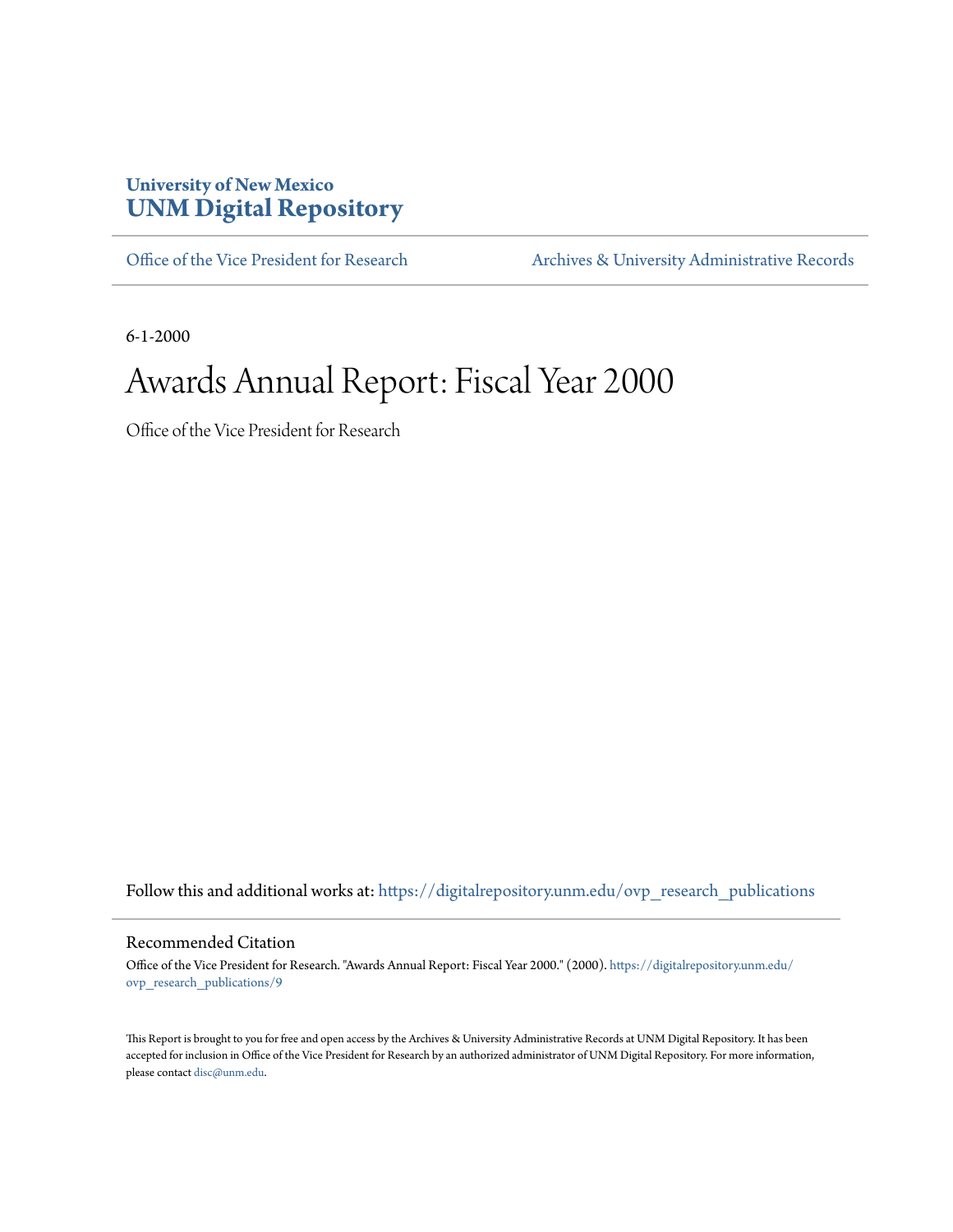**University of New Mexico**
**UNM Digital Repository**

Office of the Vice President for Research | Archives & University Administrative Records

6-1-2000

# Awards Annual Report: Fiscal Year 2000

Office of the Vice President for Research

Follow this and additional works at: https://digitalrepository.unm.edu/ovp_research_publications

## Recommended Citation

Office of the Vice President for Research. "Awards Annual Report: Fiscal Year 2000." (2000). https://digitalrepository.unm.edu/ovp_research_publications/9

This Report is brought to you for free and open access by the Archives & University Administrative Records at UNM Digital Repository. It has been accepted for inclusion in Office of the Vice President for Research by an authorized administrator of UNM Digital Repository. For more information, please contact disc@unm.edu.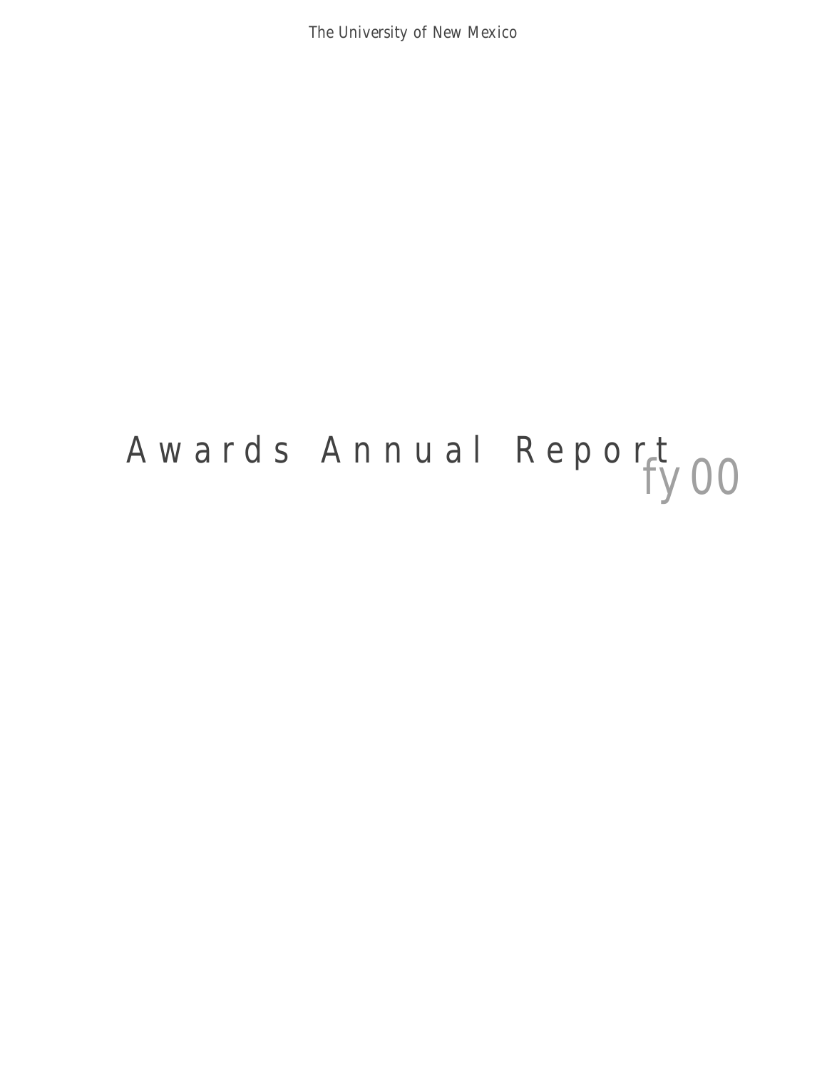The University of New Mexico

# Awards Annual Report *fy00*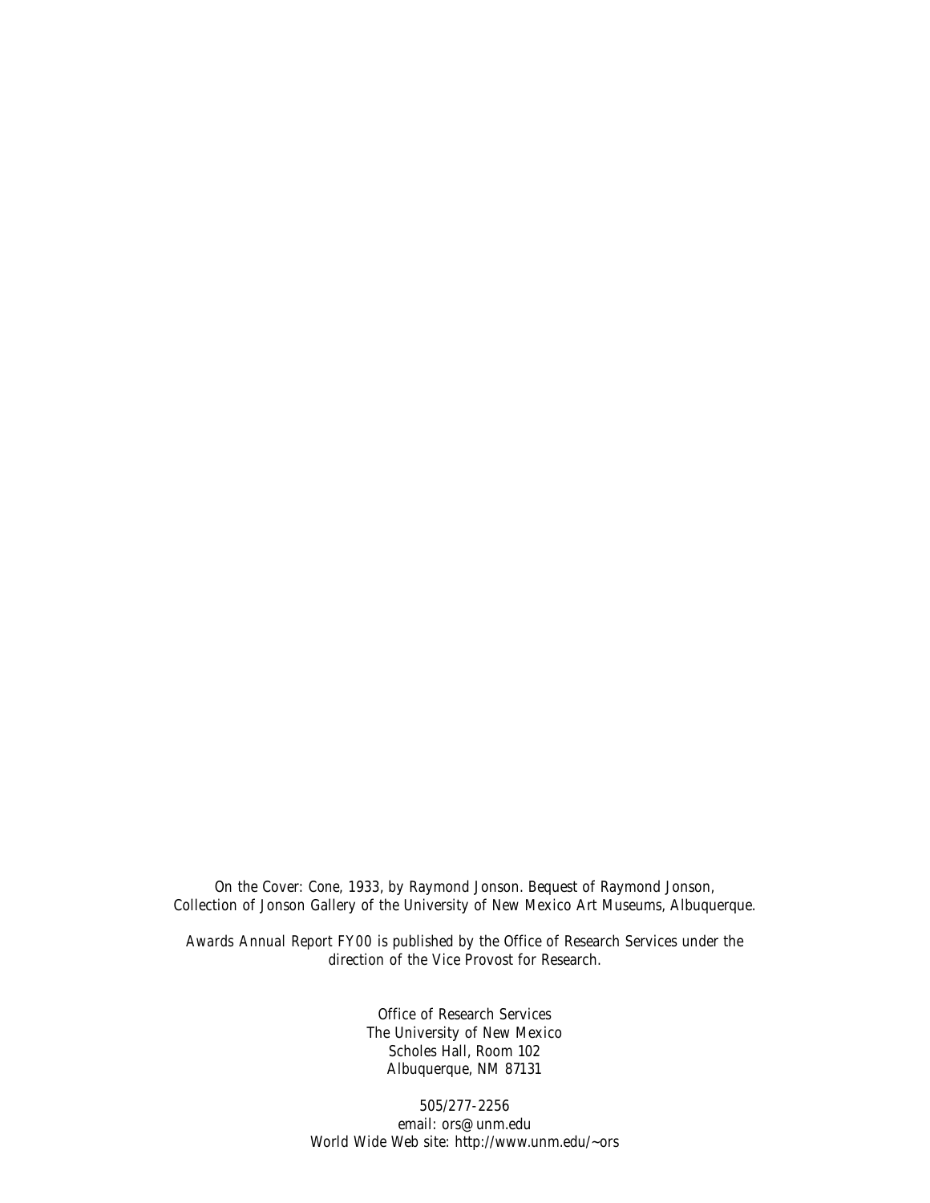On the Cover: Cone, 1933, by Raymond Jonson. Bequest of Raymond Jonson, Collection of Jonson Gallery of the University of New Mexico Art Museums, Albuquerque.

*Awards Annual Report FY00* is published by the Office of Research Services under the direction of the Vice Provost for Research.

Office of Research Services  
The University of New Mexico  
Scholes Hall, Room 102  
Albuquerque, NM 87131

505/277-2256  
email: ors@unm.edu  
World Wide Web site: http://www.unm.edu/~ors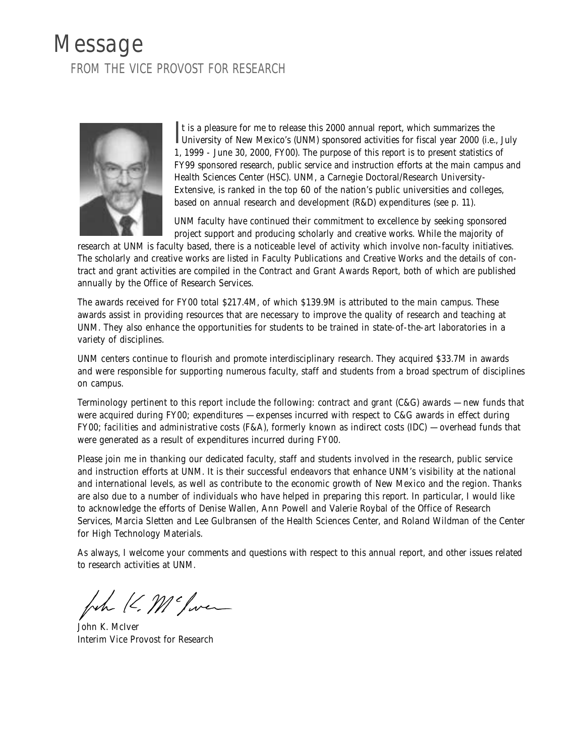# Message

## FROM THE VICE PROVOST FOR RESEARCH

It is a pleasure for me to release this 2000 annual report, which summarizes the University of New Mexico's (UNM) sponsored activities for fiscal year 2000 (i.e., July 1, 1999 - June 30, 2000, FY00). The purpose of this report is to present statistics of FY99 sponsored research, public service and instruction efforts at the main campus and Health Sciences Center (HSC). UNM, a Carnegie Doctoral/Research University-Extensive, is ranked in the top 60 of the nation's public universities and colleges, based on annual research and development (R&D) expenditures (see p. 11).

UNM faculty have continued their commitment to excellence by seeking sponsored project support and producing scholarly and creative works. While the majority of research at UNM is faculty based, there is a noticeable level of activity which involve non-faculty initiatives. The scholarly and creative works are listed in *Faculty Publications and Creative Works* and the details of contract and grant activities are compiled in the *Contract and Grant Awards Report*, both of which are published annually by the Office of Research Services.

The awards received for FY00 total $217.4M, of which $139.9M is attributed to the main campus. These awards assist in providing resources that are necessary to improve the quality of research and teaching at UNM. They also enhance the opportunities for students to be trained in state-of-the-art laboratories in a variety of disciplines.

UNM centers continue to flourish and promote interdisciplinary research. They acquired $33.7M in awards and were responsible for supporting numerous faculty, staff and students from a broad spectrum of disciplines on campus.

Terminology pertinent to this report include the following: *contract and grant* (C&G) *awards* —new funds that were acquired during FY00; *expenditures* —expenses incurred with respect to C&G awards in effect during FY00; *facilities and administrative costs* (F&A), formerly known as *indirect costs* (IDC) —overhead funds that were generated as a result of expenditures incurred during FY00.

Please join me in thanking our dedicated faculty, staff and students involved in the research, public service and instruction efforts at UNM. It is their successful endeavors that enhance UNM's visibility at the national and international levels, as well as contribute to the economic growth of New Mexico and the region. Thanks are also due to a number of individuals who have helped in preparing this report. In particular, I would like to acknowledge the efforts of Denise Wallen, Ann Powell and Valerie Roybal of the Office of Research Services, Marcia Sletten and Lee Gulbransen of the Health Sciences Center, and Roland Wildman of the Center for High Technology Materials.

As always, I welcome your comments and questions with respect to this annual report, and other issues related to research activities at UNM.

John K. McIver
Interim Vice Provost for Research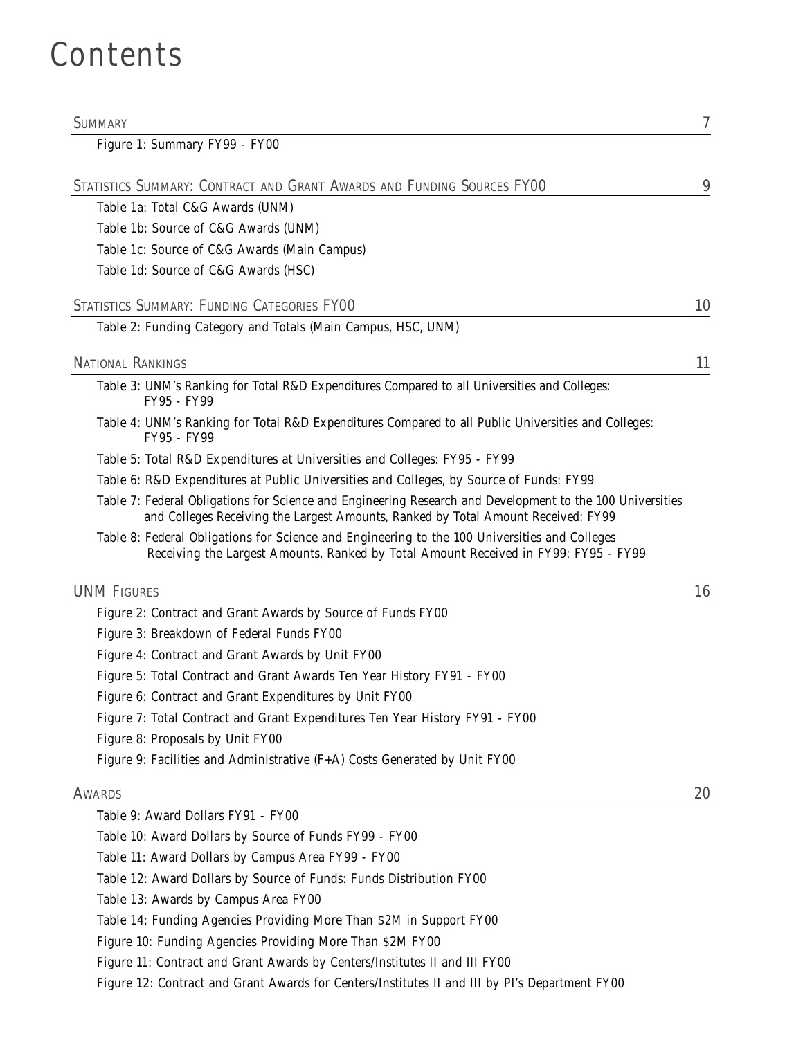# Contents

| | |
|---|---|
| SUMMARY | 7 |
| Figure 1: Summary FY99 - FY00 | |
| STATISTICS SUMMARY: CONTRACT AND GRANT AWARDS AND FUNDING SOURCES FY00 | 9 |
| Table 1a: Total C&G Awards (UNM) | |
| Table 1b: Source of C&G Awards (UNM) | |
| Table 1c: Source of C&G Awards (Main Campus) | |
| Table 1d: Source of C&G Awards (HSC) | |
| STATISTICS SUMMARY: FUNDING CATEGORIES FY00 | 10 |
| Table 2: Funding Category and Totals (Main Campus, HSC, UNM) | |
| NATIONAL RANKINGS | 11 |
| Table 3: UNM's Ranking for Total R&D Expenditures Compared to all Universities and Colleges: FY95 - FY99 | |
| Table 4: UNM's Ranking for Total R&D Expenditures Compared to all Public Universities and Colleges: FY95 - FY99 | |
| Table 5: Total R&D Expenditures at Universities and Colleges: FY95 - FY99 | |
| Table 6: R&D Expenditures at Public Universities and Colleges, by Source of Funds: FY99 | |
| Table 7: Federal Obligations for Science and Engineering Research and Development to the 100 Universities and Colleges Receiving the Largest Amounts, Ranked by Total Amount Received: FY99 | |
| Table 8: Federal Obligations for Science and Engineering to the 100 Universities and Colleges Receiving the Largest Amounts, Ranked by Total Amount Received in FY99: FY95 - FY99 | |
| UNM FIGURES | 16 |
| Figure 2: Contract and Grant Awards by Source of Funds FY00 | |
| Figure 3: Breakdown of Federal Funds FY00 | |
| Figure 4: Contract and Grant Awards by Unit FY00 | |
| Figure 5: Total Contract and Grant Awards Ten Year History FY91 - FY00 | |
| Figure 6: Contract and Grant Expenditures by Unit FY00 | |
| Figure 7: Total Contract and Grant Expenditures Ten Year History FY91 - FY00 | |
| Figure 8: Proposals by Unit FY00 | |
| Figure 9: Facilities and Administrative (F+A) Costs Generated by Unit FY00 | |
| AWARDS | 20 |
| Table 9: Award Dollars FY91 - FY00 | |
| Table 10: Award Dollars by Source of Funds FY99 - FY00 | |
| Table 11: Award Dollars by Campus Area FY99 - FY00 | |
| Table 12: Award Dollars by Source of Funds: Funds Distribution FY00 | |
| Table 13: Awards by Campus Area FY00 | |
| Table 14: Funding Agencies Providing More Than $2M in Support FY00 | |
| Figure 10: Funding Agencies Providing More Than $2M FY00 | |
| Figure 11: Contract and Grant Awards by Centers/Institutes II and III FY00 | |
| Figure 12: Contract and Grant Awards for Centers/Institutes II and III by PI's Department FY00 | |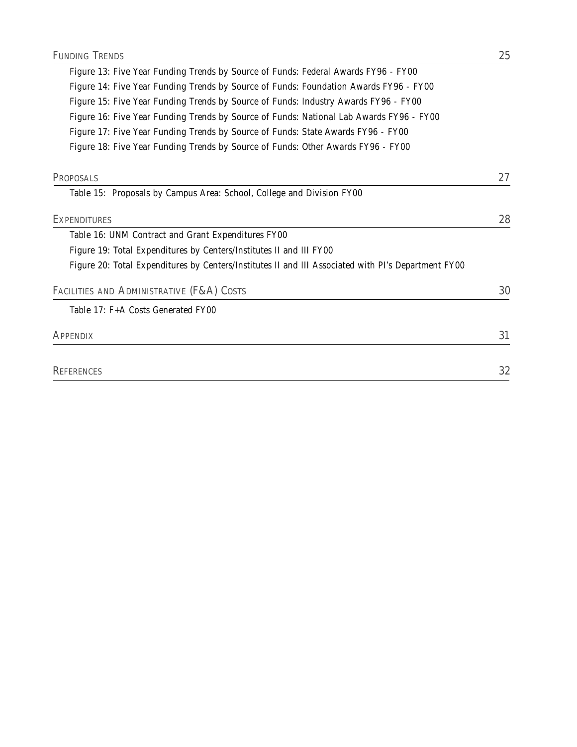FUNDING TRENDS 25

Figure 13: Five Year Funding Trends by Source of Funds: Federal Awards FY96 - FY00

Figure 14: Five Year Funding Trends by Source of Funds: Foundation Awards FY96 - FY00

Figure 15: Five Year Funding Trends by Source of Funds: Industry Awards FY96 - FY00

Figure 16: Five Year Funding Trends by Source of Funds: National Lab Awards FY96 - FY00

Figure 17: Five Year Funding Trends by Source of Funds: State Awards FY96 - FY00

Figure 18: Five Year Funding Trends by Source of Funds: Other Awards FY96 - FY00

PROPOSALS 27

Table 15: Proposals by Campus Area: School, College and Division FY00

EXPENDITURES 28

Table 16: UNM Contract and Grant Expenditures FY00

Figure 19: Total Expenditures by Centers/Institutes II and III FY00

Figure 20: Total Expenditures by Centers/Institutes II and III Associated with PI's Department FY00

FACILITIES AND ADMINISTRATIVE (F&A) COSTS 30

Table 17: F+A Costs Generated FY00

APPENDIX 31

REFERENCES 32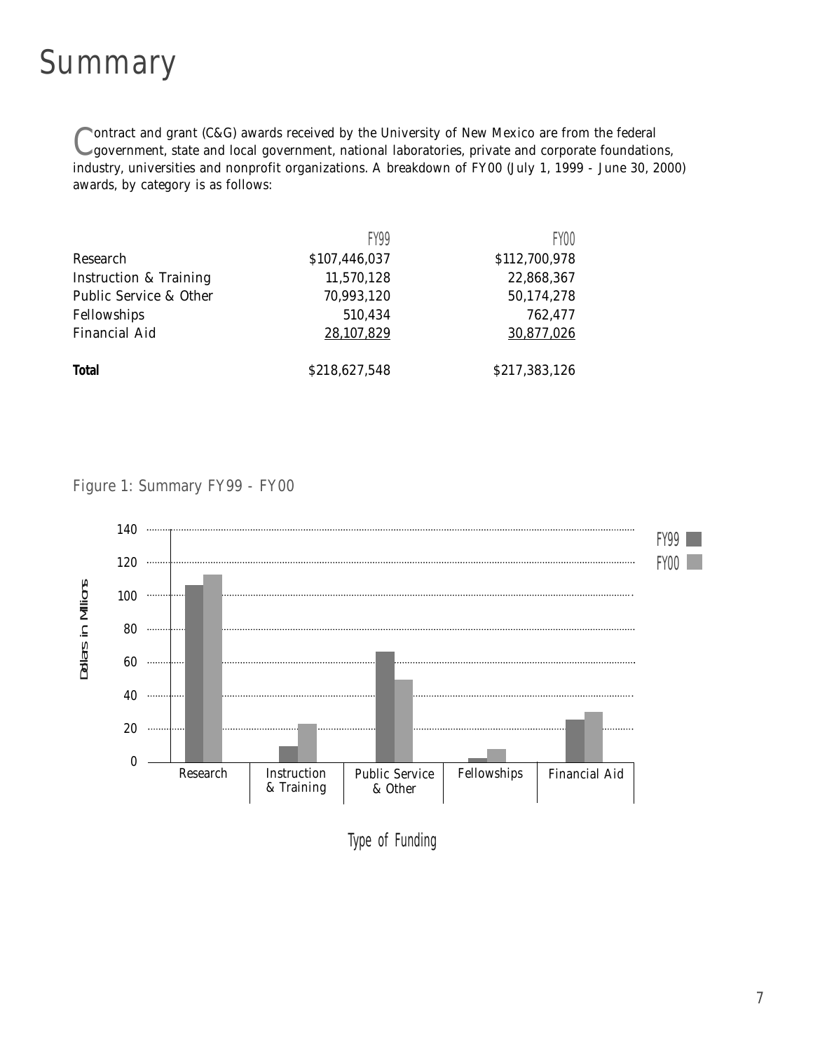# Summary

Contract and grant (C&G) awards received by the University of New Mexico are from the federal government, state and local government, national laboratories, private and corporate foundations, industry, universities and nonprofit organizations. A breakdown of FY00 (July 1, 1999 - June 30, 2000) awards, by category is as follows:

| | FY99 | FY00 |
|---|---|---|
| Research | $107,446,037 | $112,700,978 |
| Instruction & Training | 11,570,128 | 22,868,367 |
| Public Service & Other | 70,993,120 | 50,174,278 |
| Fellowships | 510,434 | 762,477 |
| Financial Aid | 28,107,829 | 30,877,026 |
| **Total** | $218,627,548 | $217,383,126 |

Figure 1: Summary FY99 - FY00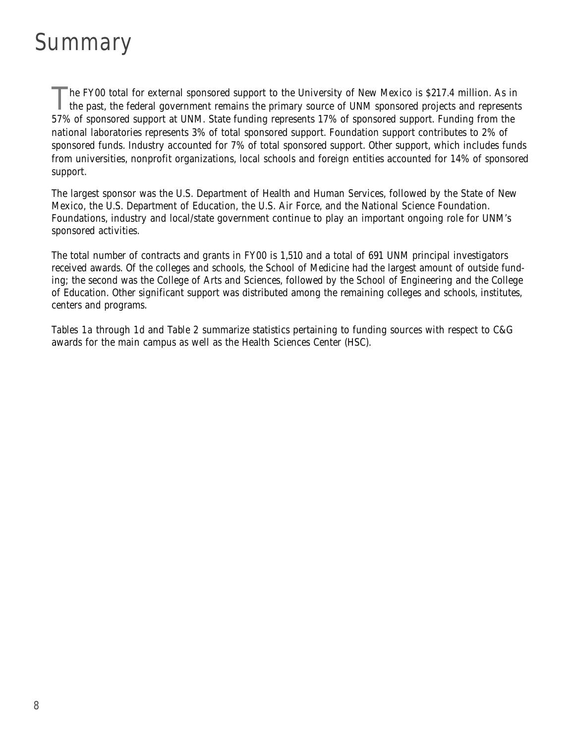# Summary

The FY00 total for external sponsored support to the University of New Mexico is $217.4 million. As in the past, the federal government remains the primary source of UNM sponsored projects and represents 57% of sponsored support at UNM. State funding represents 17% of sponsored support. Funding from the national laboratories represents 3% of total sponsored support. Foundation support contributes to 2% of sponsored funds. Industry accounted for 7% of total sponsored support. Other support, which includes funds from universities, nonprofit organizations, local schools and foreign entities accounted for 14% of sponsored support.

The largest sponsor was the U.S. Department of Health and Human Services, followed by the State of New Mexico, the U.S. Department of Education, the U.S. Air Force, and the National Science Foundation. Foundations, industry and local/state government continue to play an important ongoing role for UNM's sponsored activities.

The total number of contracts and grants in FY00 is 1,510 and a total of 691 UNM principal investigators received awards. Of the colleges and schools, the School of Medicine had the largest amount of outside funding; the second was the College of Arts and Sciences, followed by the School of Engineering and the College of Education. Other significant support was distributed among the remaining colleges and schools, institutes, centers and programs.

Tables 1a through 1d and Table 2 summarize statistics pertaining to funding sources with respect to C&G awards for the main campus as well as the Health Sciences Center (HSC).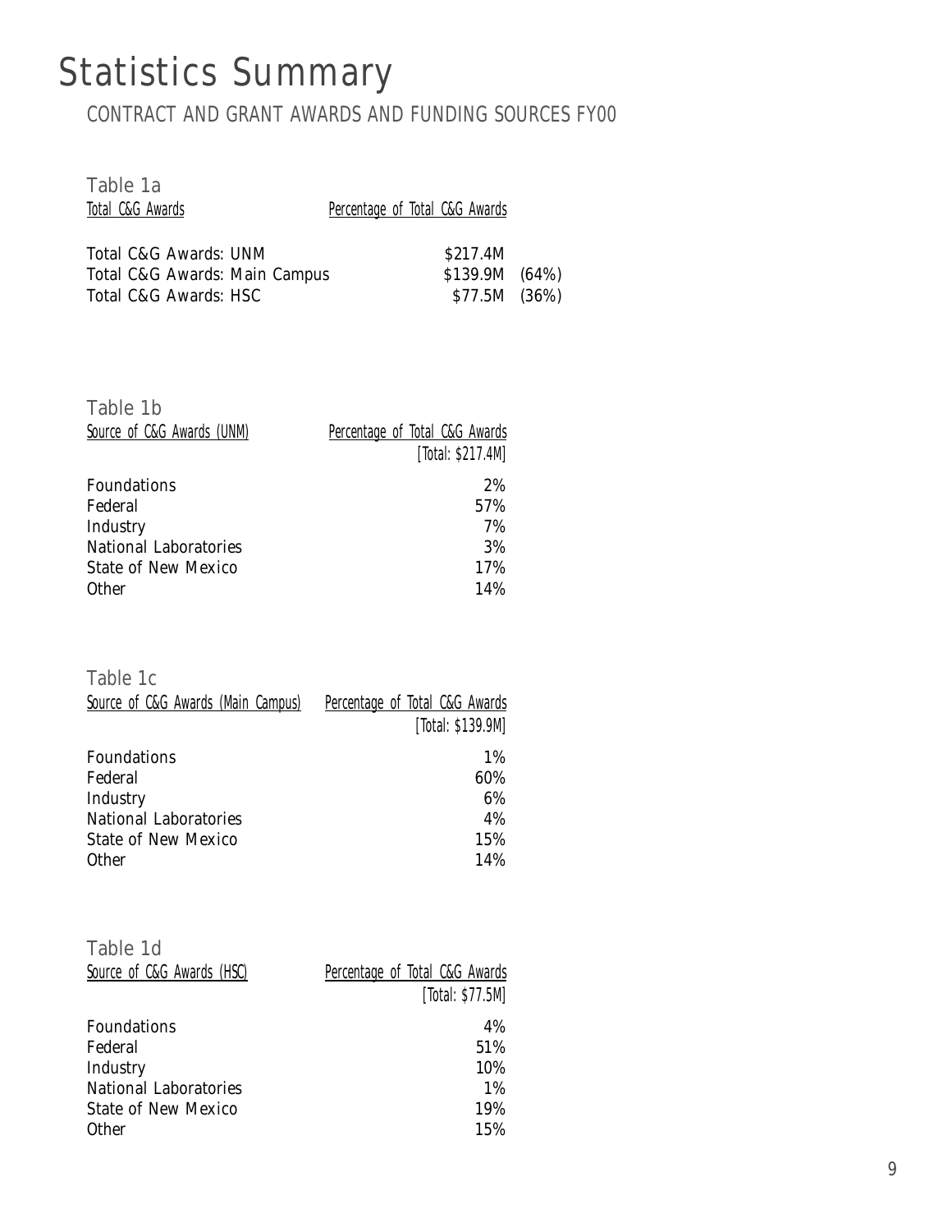# Statistics Summary

## CONTRACT AND GRANT AWARDS AND FUNDING SOURCES FY00

### Table 1a

| Total C&G Awards | Percentage of Total C&G Awards | |
| --- | --- | --- |
| Total C&G Awards: UNM | $217.4M | |
| Total C&G Awards: Main Campus | $139.9M | (64%) |
| Total C&G Awards: HSC | $77.5M | (36%) |

### Table 1b

| Source of C&G Awards (UNM) | Percentage of Total C&G Awards [Total: $217.4M] |
| --- | --- |
| Foundations | 2% |
| Federal | 57% |
| Industry | 7% |
| National Laboratories | 3% |
| State of New Mexico | 17% |
| Other | 14% |

### Table 1c

| Source of C&G Awards (Main Campus) | Percentage of Total C&G Awards [Total: $139.9M] |
| --- | --- |
| Foundations | 1% |
| Federal | 60% |
| Industry | 6% |
| National Laboratories | 4% |
| State of New Mexico | 15% |
| Other | 14% |

### Table 1d

| Source of C&G Awards (HSC) | Percentage of Total C&G Awards [Total: $77.5M] |
| --- | --- |
| Foundations | 4% |
| Federal | 51% |
| Industry | 10% |
| National Laboratories | 1% |
| State of New Mexico | 19% |
| Other | 15% |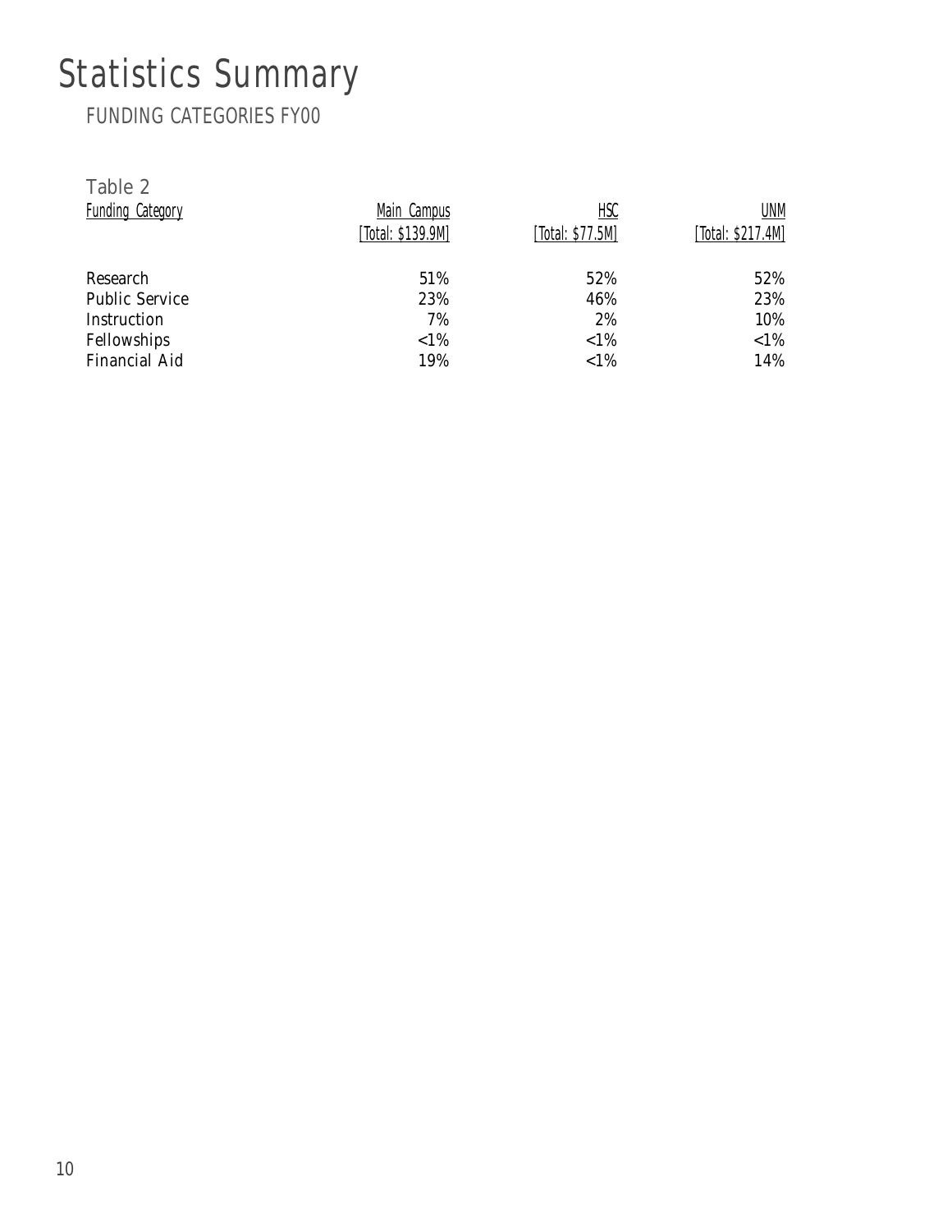# Statistics Summary

## FUNDING CATEGORIES FY00

Table 2

| Funding Category | Main Campus [Total: $139.9M] | HSC [Total: $77.5M] | UNM [Total: $217.4M] |
|---|---|---|---|
| Research | 51% | 52% | 52% |
| Public Service | 23% | 46% | 23% |
| Instruction | 7% | 2% | 10% |
| Fellowships | <1% | <1% | <1% |
| Financial Aid | 19% | <1% | 14% |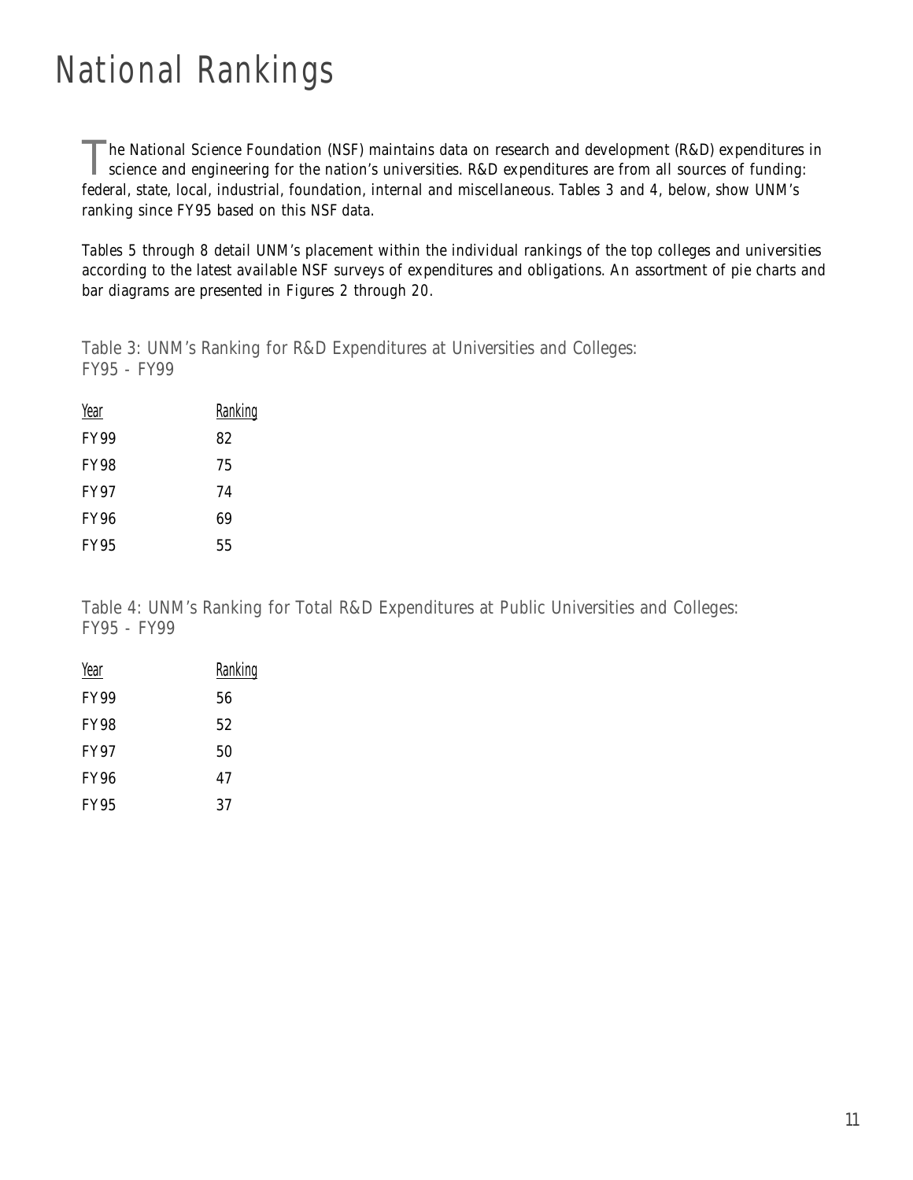# National Rankings

The National Science Foundation (NSF) maintains data on research and development (R&D) expenditures in science and engineering for the nation's universities. R&D expenditures are from all sources of funding: federal, state, local, industrial, foundation, internal and miscellaneous. Tables 3 and 4, below, show UNM's ranking since FY95 based on this NSF data.

Tables 5 through 8 detail UNM's placement within the individual rankings of the top colleges and universities according to the latest available NSF surveys of expenditures and obligations. An assortment of pie charts and bar diagrams are presented in Figures 2 through 20.

Table 3: UNM's Ranking for R&D Expenditures at Universities and Colleges: FY95 - FY99

| Year | Ranking |
|---|---|
| FY99 | 82 |
| FY98 | 75 |
| FY97 | 74 |
| FY96 | 69 |
| FY95 | 55 |

Table 4: UNM's Ranking for Total R&D Expenditures at Public Universities and Colleges: FY95 - FY99

| Year | Ranking |
|---|---|
| FY99 | 56 |
| FY98 | 52 |
| FY97 | 50 |
| FY96 | 47 |
| FY95 | 37 |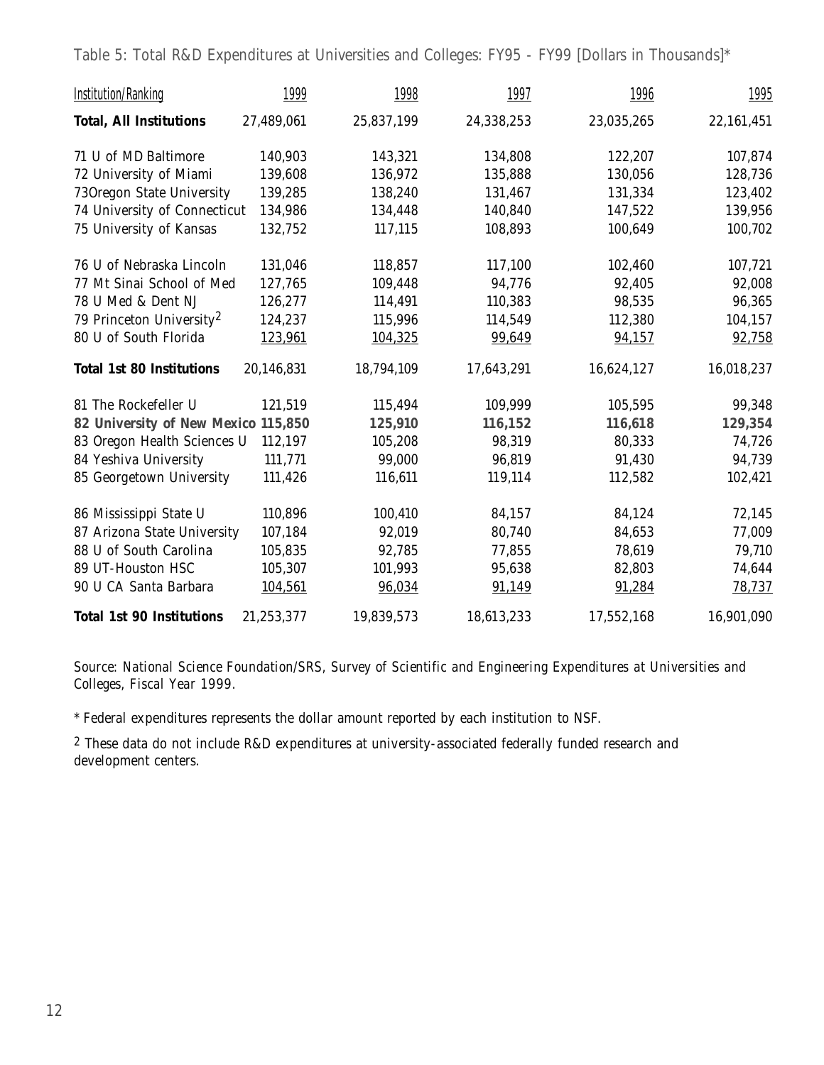Table 5: Total R&D Expenditures at Universities and Colleges: FY95 - FY99 [Dollars in Thousands]*

| Institution/Ranking | 1999 | 1998 | 1997 | 1996 | 1995 |
|---|---|---|---|---|---|
| **Total, All Institutions** | 27,489,061 | 25,837,199 | 24,338,253 | 23,035,265 | 22,161,451 |
| 71 U of MD Baltimore | 140,903 | 143,321 | 134,808 | 122,207 | 107,874 |
| 72 University of Miami | 139,608 | 136,972 | 135,888 | 130,056 | 128,736 |
| 73Oregon State University | 139,285 | 138,240 | 131,467 | 131,334 | 123,402 |
| 74 University of Connecticut | 134,986 | 134,448 | 140,840 | 147,522 | 139,956 |
| 75 University of Kansas | 132,752 | 117,115 | 108,893 | 100,649 | 100,702 |
| 76 U of Nebraska Lincoln | 131,046 | 118,857 | 117,100 | 102,460 | 107,721 |
| 77 Mt Sinai School of Med | 127,765 | 109,448 | 94,776 | 92,405 | 92,008 |
| 78 U Med & Dent NJ | 126,277 | 114,491 | 110,383 | 98,535 | 96,365 |
| 79 Princeton University[2] | 124,237 | 115,996 | 114,549 | 112,380 | 104,157 |
| 80 U of South Florida | 123,961 | 104,325 | 99,649 | 94,157 | 92,758 |
| **Total 1st 80 Institutions** | 20,146,831 | 18,794,109 | 17,643,291 | 16,624,127 | 16,018,237 |
| 81 The Rockefeller U | 121,519 | 115,494 | 109,999 | 105,595 | 99,348 |
| **82 University of New Mexico** | **115,850** | **125,910** | **116,152** | **116,618** | **129,354** |
| 83 Oregon Health Sciences U | 112,197 | 105,208 | 98,319 | 80,333 | 74,726 |
| 84 Yeshiva University | 111,771 | 99,000 | 96,819 | 91,430 | 94,739 |
| 85 Georgetown University | 111,426 | 116,611 | 119,114 | 112,582 | 102,421 |
| 86 Mississippi State U | 110,896 | 100,410 | 84,157 | 84,124 | 72,145 |
| 87 Arizona State University | 107,184 | 92,019 | 80,740 | 84,653 | 77,009 |
| 88 U of South Carolina | 105,835 | 92,785 | 77,855 | 78,619 | 79,710 |
| 89 UT-Houston HSC | 105,307 | 101,993 | 95,638 | 82,803 | 74,644 |
| 90 U CA Santa Barbara | 104,561 | 96,034 | 91,149 | 91,284 | 78,737 |
| **Total 1st 90 Institutions** | 21,253,377 | 19,839,573 | 18,613,233 | 17,552,168 | 16,901,090 |

*Source: National Science Foundation/SRS, Survey of Scientific and Engineering Expenditures at Universities and Colleges, Fiscal Year 1999.*

* Federal expenditures represents the dollar amount reported by each institution to NSF.

[2] These data do not include R&D expenditures at university-associated federally funded research and development centers.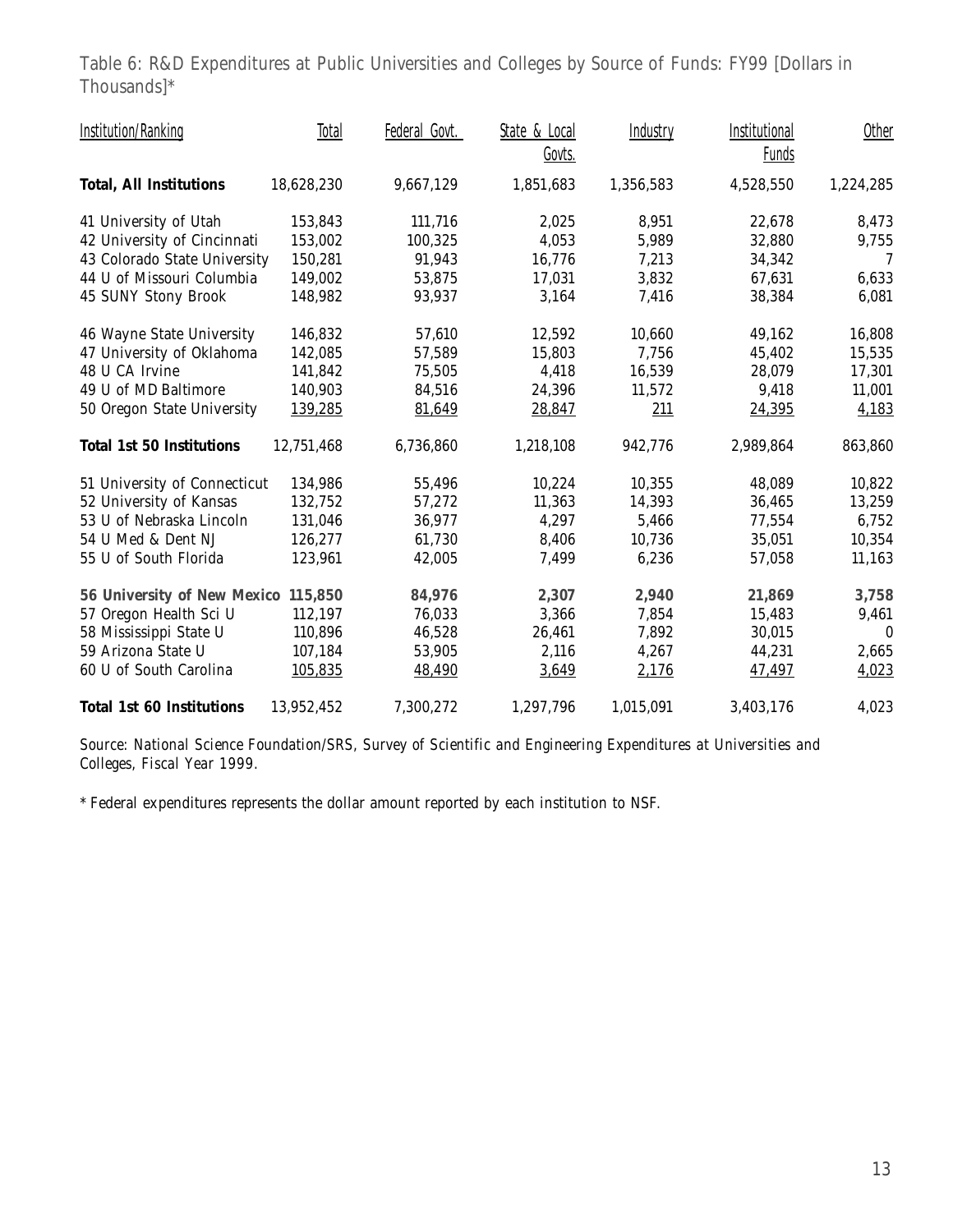Table 6: R&D Expenditures at Public Universities and Colleges by Source of Funds: FY99 [Dollars in Thousands]*

| Institution/Ranking | Total | Federal Govt. | State & Local Govts. | Industry | Institutional Funds | Other |
|---|---|---|---|---|---|---|
| **Total, All Institutions** | 18,628,230 | 9,667,129 | 1,851,683 | 1,356,583 | 4,528,550 | 1,224,285 |
| 41 University of Utah | 153,843 | 111,716 | 2,025 | 8,951 | 22,678 | 8,473 |
| 42 University of Cincinnati | 153,002 | 100,325 | 4,053 | 5,989 | 32,880 | 9,755 |
| 43 Colorado State University | 150,281 | 91,943 | 16,776 | 7,213 | 34,342 | 7 |
| 44 U of Missouri Columbia | 149,002 | 53,875 | 17,031 | 3,832 | 67,631 | 6,633 |
| 45 SUNY Stony Brook | 148,982 | 93,937 | 3,164 | 7,416 | 38,384 | 6,081 |
| 46 Wayne State University | 146,832 | 57,610 | 12,592 | 10,660 | 49,162 | 16,808 |
| 47 University of Oklahoma | 142,085 | 57,589 | 15,803 | 7,756 | 45,402 | 15,535 |
| 48 U CA Irvine | 141,842 | 75,505 | 4,418 | 16,539 | 28,079 | 17,301 |
| 49 U of MD Baltimore | 140,903 | 84,516 | 24,396 | 11,572 | 9,418 | 11,001 |
| 50 Oregon State University | 139,285 | 81,649 | 28,847 | 211 | 24,395 | 4,183 |
| **Total 1st 50 Institutions** | 12,751,468 | 6,736,860 | 1,218,108 | 942,776 | 2,989,864 | 863,860 |
| 51 University of Connecticut | 134,986 | 55,496 | 10,224 | 10,355 | 48,089 | 10,822 |
| 52 University of Kansas | 132,752 | 57,272 | 11,363 | 14,393 | 36,465 | 13,259 |
| 53 U of Nebraska Lincoln | 131,046 | 36,977 | 4,297 | 5,466 | 77,554 | 6,752 |
| 54 U Med & Dent NJ | 126,277 | 61,730 | 8,406 | 10,736 | 35,051 | 10,354 |
| 55 U of South Florida | 123,961 | 42,005 | 7,499 | 6,236 | 57,058 | 11,163 |
| **56 University of New Mexico** | **115,850** | **84,976** | **2,307** | **2,940** | **21,869** | **3,758** |
| 57 Oregon Health Sci U | 112,197 | 76,033 | 3,366 | 7,854 | 15,483 | 9,461 |
| 58 Mississippi State U | 110,896 | 46,528 | 26,461 | 7,892 | 30,015 | 0 |
| 59 Arizona State U | 107,184 | 53,905 | 2,116 | 4,267 | 44,231 | 2,665 |
| 60 U of South Carolina | 105,835 | 48,490 | 3,649 | 2,176 | 47,497 | 4,023 |
| **Total 1st 60 Institutions** | 13,952,452 | 7,300,272 | 1,297,796 | 1,015,091 | 3,403,176 | 4,023 |

*Source: National Science Foundation/SRS, Survey of Scientific and Engineering Expenditures at Universities and Colleges, Fiscal Year 1999.*

\* Federal expenditures represents the dollar amount reported by each institution to NSF.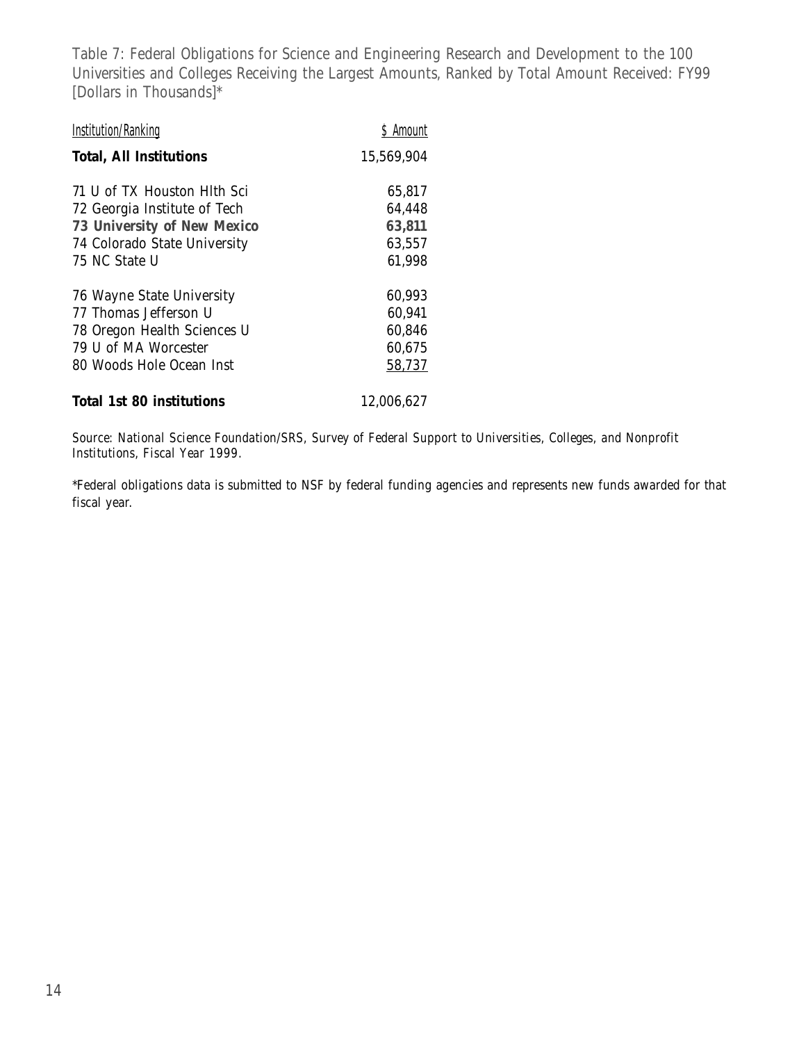Table 7: Federal Obligations for Science and Engineering Research and Development to the 100 Universities and Colleges Receiving the Largest Amounts, Ranked by Total Amount Received: FY99 [Dollars in Thousands]*

| Institution/Ranking | $ Amount |
|---|---|
| **Total, All Institutions** | 15,569,904 |
| 71 U of TX Houston Hlth Sci | 65,817 |
| 72 Georgia Institute of Tech | 64,448 |
| **73 University of New Mexico** | **63,811** |
| 74 Colorado State University | 63,557 |
| 75 NC State U | 61,998 |
| 76 Wayne State University | 60,993 |
| 77 Thomas Jefferson U | 60,941 |
| 78 Oregon Health Sciences U | 60,846 |
| 79 U of MA Worcester | 60,675 |
| 80 Woods Hole Ocean Inst | 58,737 |
| **Total 1st 80 institutions** | 12,006,627 |

*Source: National Science Foundation/SRS, Survey of Federal Support to Universities, Colleges, and Nonprofit Institutions, Fiscal Year 1999.*

*Federal obligations data is submitted to NSF by federal funding agencies and represents new funds awarded for that fiscal year.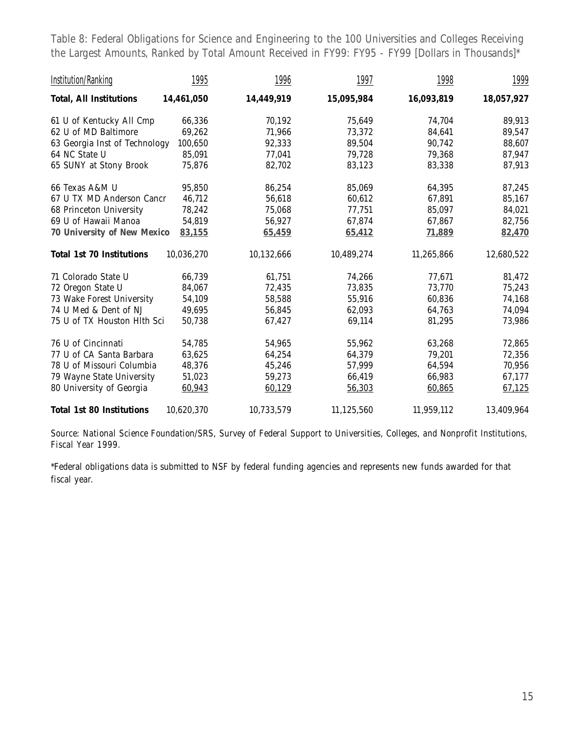Table 8: Federal Obligations for Science and Engineering to the 100 Universities and Colleges Receiving the Largest Amounts, Ranked by Total Amount Received in FY99: FY95 - FY99 [Dollars in Thousands]*

| Institution/Ranking | 1995 | 1996 | 1997 | 1998 | 1999 |
|---|---|---|---|---|---|
| **Total, All Institutions** | **14,461,050** | **14,449,919** | **15,095,984** | **16,093,819** | **18,057,927** |
| 61 U of Kentucky All Cmp | 66,336 | 70,192 | 75,649 | 74,704 | 89,913 |
| 62 U of MD Baltimore | 69,262 | 71,966 | 73,372 | 84,641 | 89,547 |
| 63 Georgia Inst of Technology | 100,650 | 92,333 | 89,504 | 90,742 | 88,607 |
| 64 NC State U | 85,091 | 77,041 | 79,728 | 79,368 | 87,947 |
| 65 SUNY at Stony Brook | 75,876 | 82,702 | 83,123 | 83,338 | 87,913 |
| 66 Texas A&M U | 95,850 | 86,254 | 85,069 | 64,395 | 87,245 |
| 67 U TX MD Anderson Cancr | 46,712 | 56,618 | 60,612 | 67,891 | 85,167 |
| 68 Princeton University | 78,242 | 75,068 | 77,751 | 85,097 | 84,021 |
| 69 U of Hawaii Manoa | 54,819 | 56,927 | 67,874 | 67,867 | 82,756 |
| **70 University of New Mexico** | **83,155** | **65,459** | **65,412** | **71,889** | **82,470** |
| **Total 1st 70 Institutions** | 10,036,270 | 10,132,666 | 10,489,274 | 11,265,866 | 12,680,522 |
| 71 Colorado State U | 66,739 | 61,751 | 74,266 | 77,671 | 81,472 |
| 72 Oregon State U | 84,067 | 72,435 | 73,835 | 73,770 | 75,243 |
| 73 Wake Forest University | 54,109 | 58,588 | 55,916 | 60,836 | 74,168 |
| 74 U Med & Dent of NJ | 49,695 | 56,845 | 62,093 | 64,763 | 74,094 |
| 75 U of TX Houston Hlth Sci | 50,738 | 67,427 | 69,114 | 81,295 | 73,986 |
| 76 U of Cincinnati | 54,785 | 54,965 | 55,962 | 63,268 | 72,865 |
| 77 U of CA Santa Barbara | 63,625 | 64,254 | 64,379 | 79,201 | 72,356 |
| 78 U of Missouri Columbia | 48,376 | 45,246 | 57,999 | 64,594 | 70,956 |
| 79 Wayne State University | 51,023 | 59,273 | 66,419 | 66,983 | 67,177 |
| 80 University of Georgia | 60,943 | 60,129 | 56,303 | 60,865 | 67,125 |
| **Total 1st 80 Institutions** | 10,620,370 | 10,733,579 | 11,125,560 | 11,959,112 | 13,409,964 |

*Source: National Science Foundation/SRS, Survey of Federal Support to Universities, Colleges, and Nonprofit Institutions, Fiscal Year 1999.*

*Federal obligations data is submitted to NSF by federal funding agencies and represents new funds awarded for that fiscal year.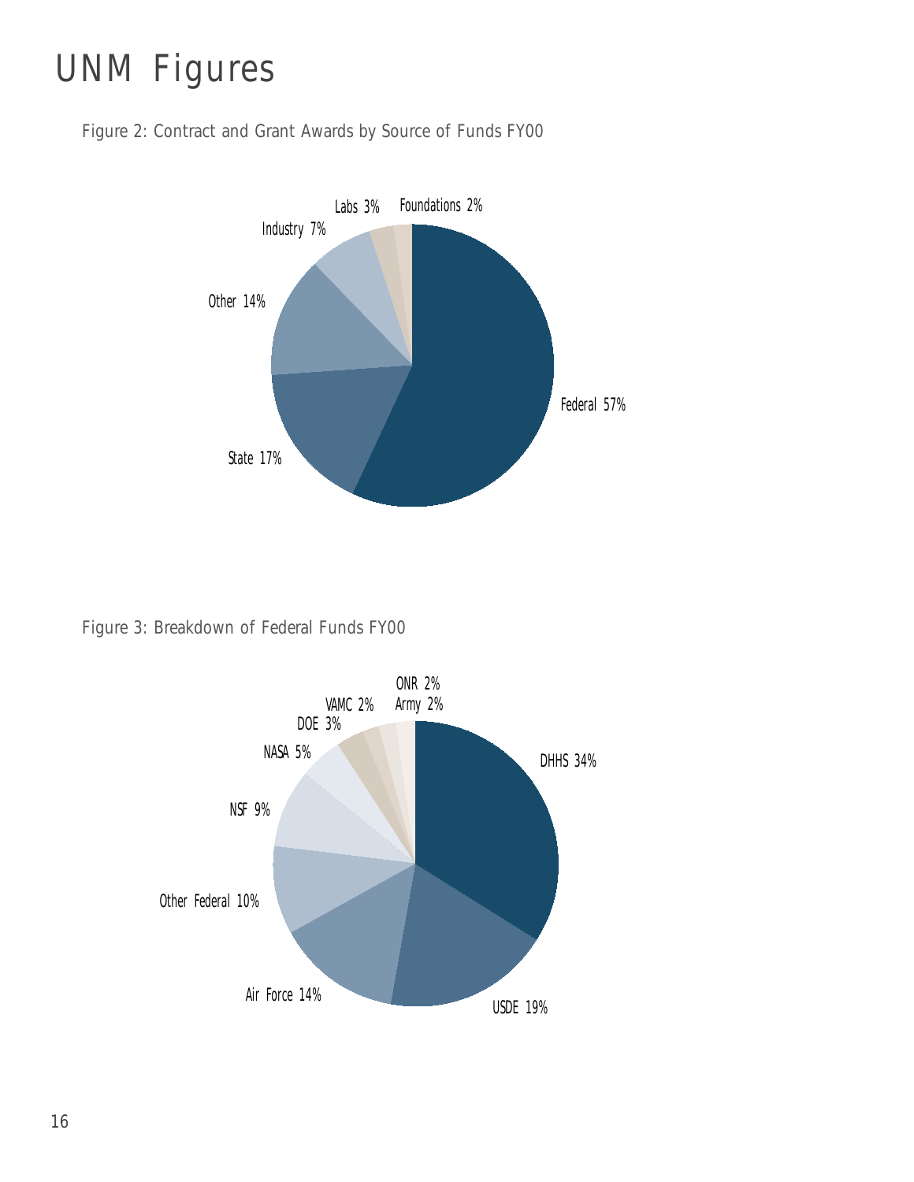# UNM Figures

Figure 2: Contract and Grant Awards by Source of Funds FY00

| Source | Percent |
| --- | --- |
| Federal | 57% |
| State | 17% |
| Other | 14% |
| Industry | 7% |
| Labs | 3% |
| Foundations | 2% |

Figure 3: Breakdown of Federal Funds FY00

| Source | Percent |
| --- | --- |
| DHHS | 34% |
| USDE | 19% |
| Air Force | 14% |
| Other Federal | 10% |
| NSF | 9% |
| NASA | 5% |
| DOE | 3% |
| VAMC | 2% |
| Army | 2% |
| ONR | 2% |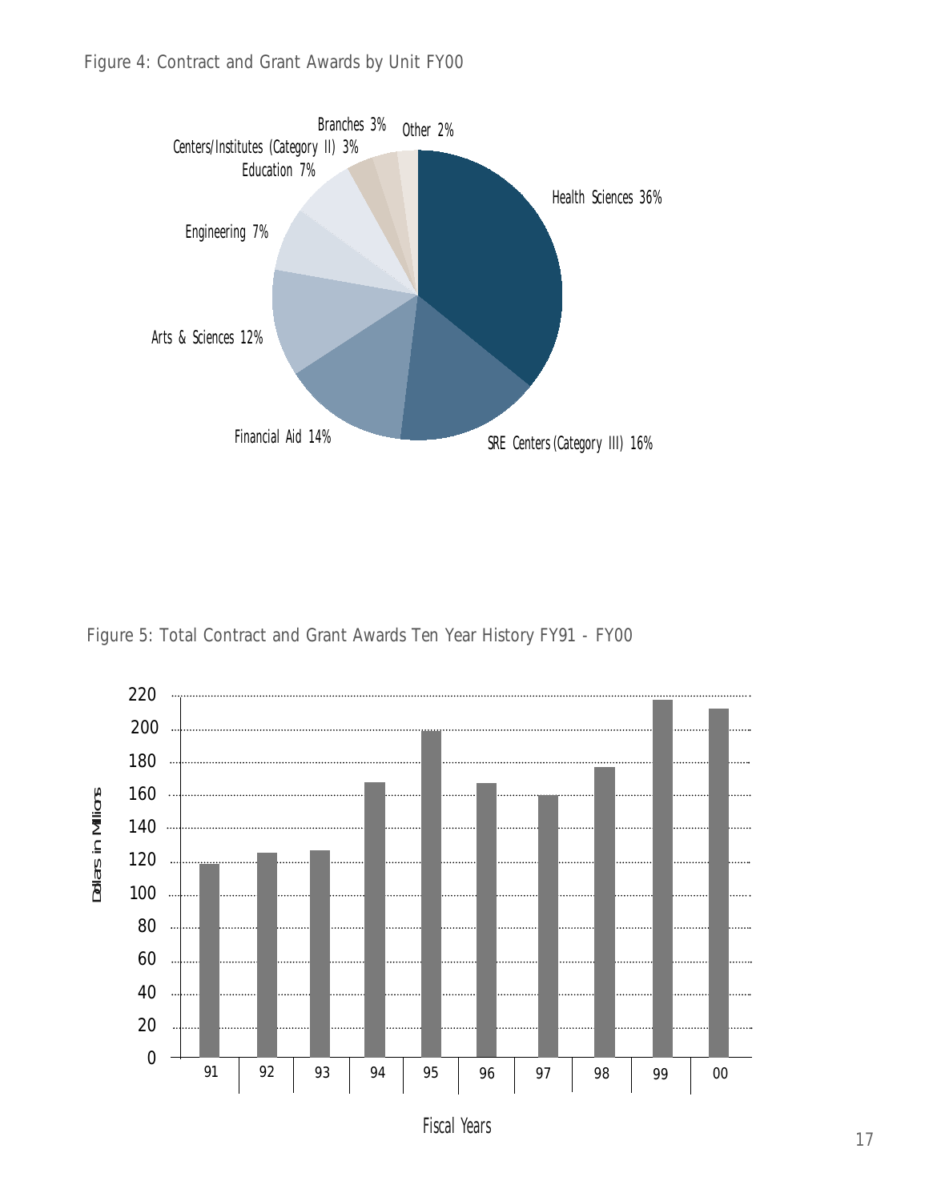Figure 4: Contract and Grant Awards by Unit FY00

Health Sciences 36%
SRE Centers (Category III) 16%
Financial Aid 14%
Arts & Sciences 12%
Engineering 7%
Education 7%
Centers/Institutes (Category II) 3%
Branches 3%
Other 2%

Figure 5: Total Contract and Grant Awards Ten Year History FY91 - FY00

Dollars in Millions

220
200
180
160
140
120
100
80
60
40
20
0

91 92 93 94 95 96 97 98 99 00

Fiscal Years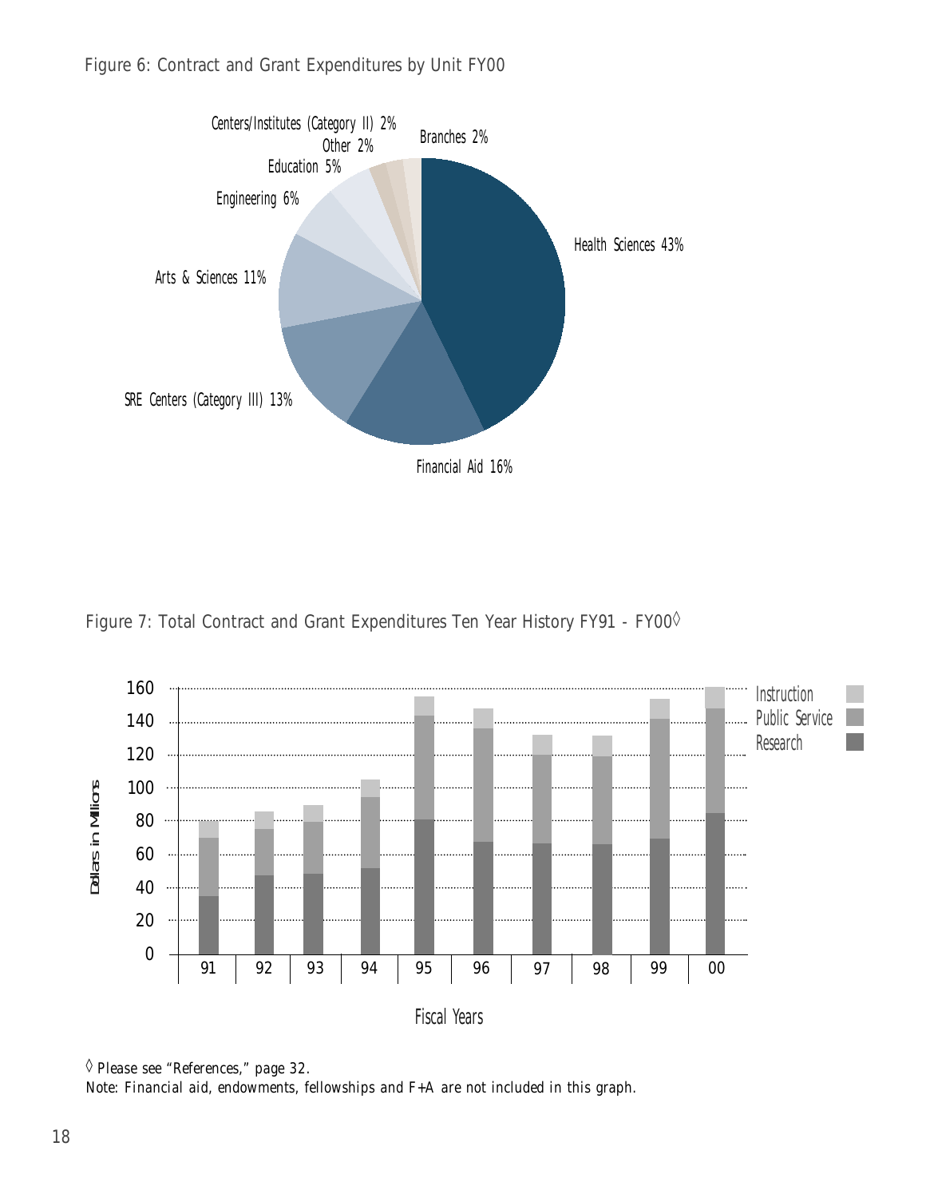Figure 6: Contract and Grant Expenditures by Unit FY00

Figure 7: Total Contract and Grant Expenditures Ten Year History FY91 - FY00◊

◊ Please see "References," page 32.

Note: Financial aid, endowments, fellowships and F+A are not included in this graph.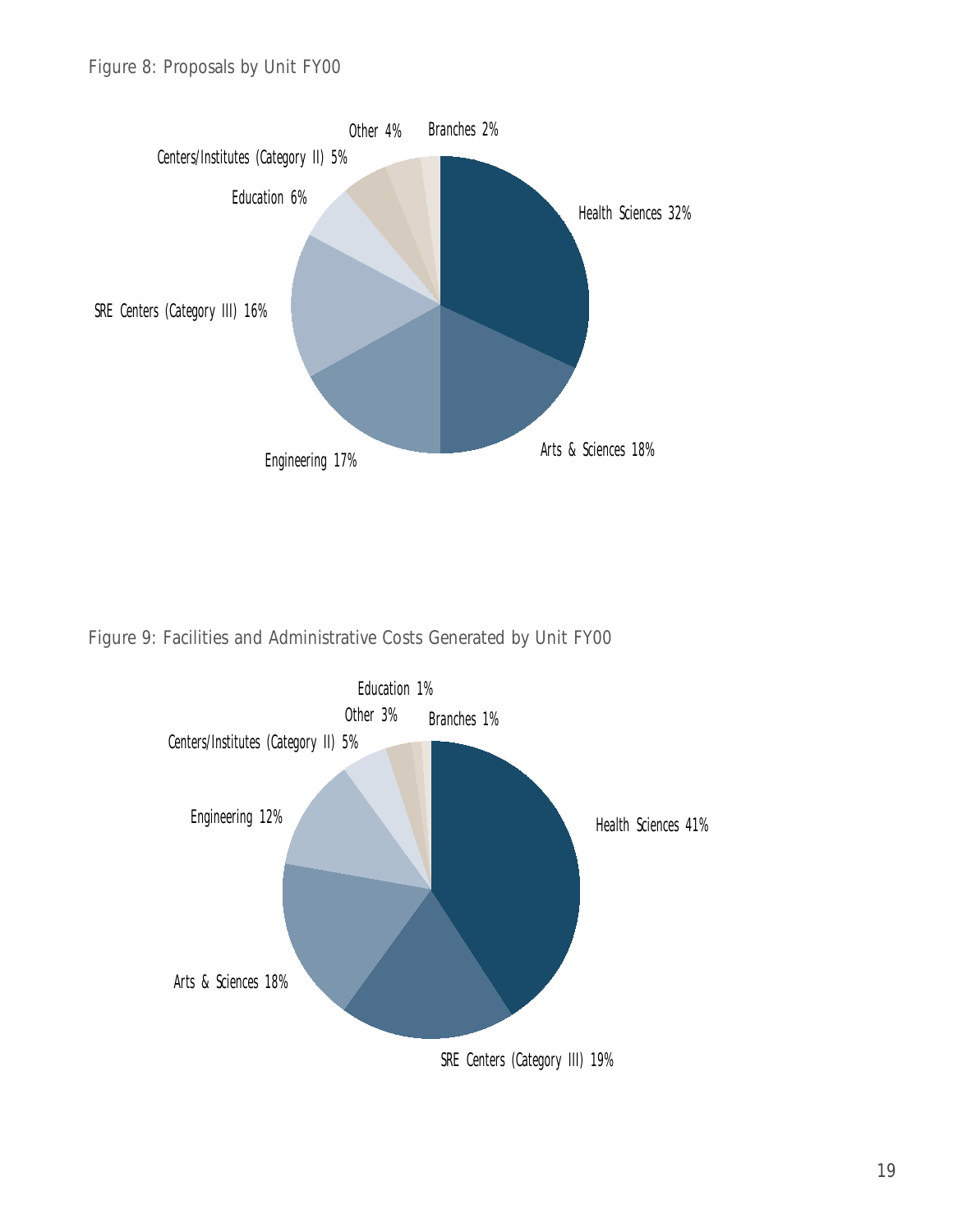Figure 8: Proposals by Unit FY00

Health Sciences 32%
Arts & Sciences 18%
Engineering 17%
SRE Centers (Category III) 16%
Education 6%
Centers/Institutes (Category II) 5%
Other 4%
Branches 2%

Figure 9: Facilities and Administrative Costs Generated by Unit FY00

Health Sciences 41%
SRE Centers (Category III) 19%
Arts & Sciences 18%
Engineering 12%
Centers/Institutes (Category II) 5%
Other 3%
Education 1%
Branches 1%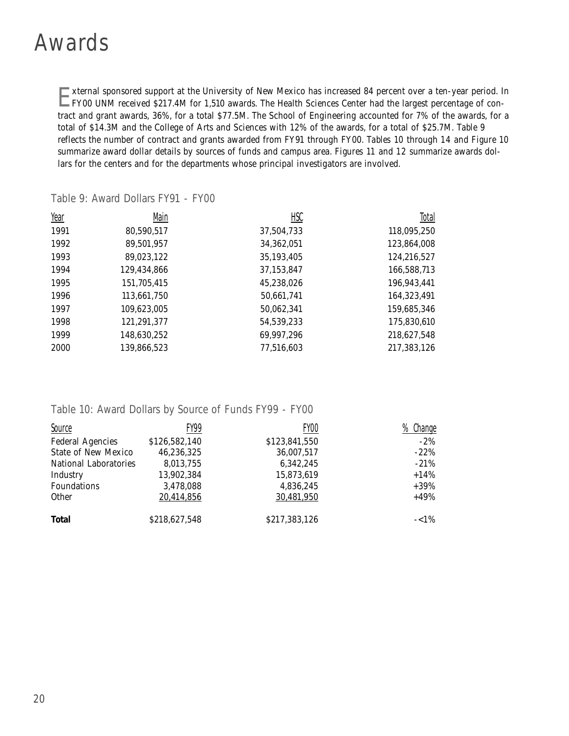# Awards

External sponsored support at the University of New Mexico has increased 84 percent over a ten-year period. In FY00 UNM received $217.4M for 1,510 awards. The Health Sciences Center had the largest percentage of contract and grant awards, 36%, for a total $77.5M. The School of Engineering accounted for 7% of the awards, for a total of $14.3M and the College of Arts and Sciences with 12% of the awards, for a total of $25.7M. Table 9 reflects the number of contract and grants awarded from FY91 through FY00. Tables 10 through 14 and Figure 10 summarize award dollar details by sources of funds and campus area. Figures 11 and 12 summarize awards dollars for the centers and for the departments whose principal investigators are involved.

## Table 9: Award Dollars FY91 - FY00

| Year | Main | HSC | Total |
|---|---|---|---|
| 1991 | 80,590,517 | 37,504,733 | 118,095,250 |
| 1992 | 89,501,957 | 34,362,051 | 123,864,008 |
| 1993 | 89,023,122 | 35,193,405 | 124,216,527 |
| 1994 | 129,434,866 | 37,153,847 | 166,588,713 |
| 1995 | 151,705,415 | 45,238,026 | 196,943,441 |
| 1996 | 113,661,750 | 50,661,741 | 164,323,491 |
| 1997 | 109,623,005 | 50,062,341 | 159,685,346 |
| 1998 | 121,291,377 | 54,539,233 | 175,830,610 |
| 1999 | 148,630,252 | 69,997,296 | 218,627,548 |
| 2000 | 139,866,523 | 77,516,603 | 217,383,126 |

## Table 10: Award Dollars by Source of Funds FY99 - FY00

| Source | FY99 | FY00 | % Change |
|---|---|---|---|
| Federal Agencies | $126,582,140 | $123,841,550 | -2% |
| State of New Mexico | 46,236,325 | 36,007,517 | -22% |
| National Laboratories | 8,013,755 | 6,342,245 | -21% |
| Industry | 13,902,384 | 15,873,619 | +14% |
| Foundations | 3,478,088 | 4,836,245 | +39% |
| Other | 20,414,856 | 30,481,950 | +49% |
| **Total** | $218,627,548 | $217,383,126 | -<1% |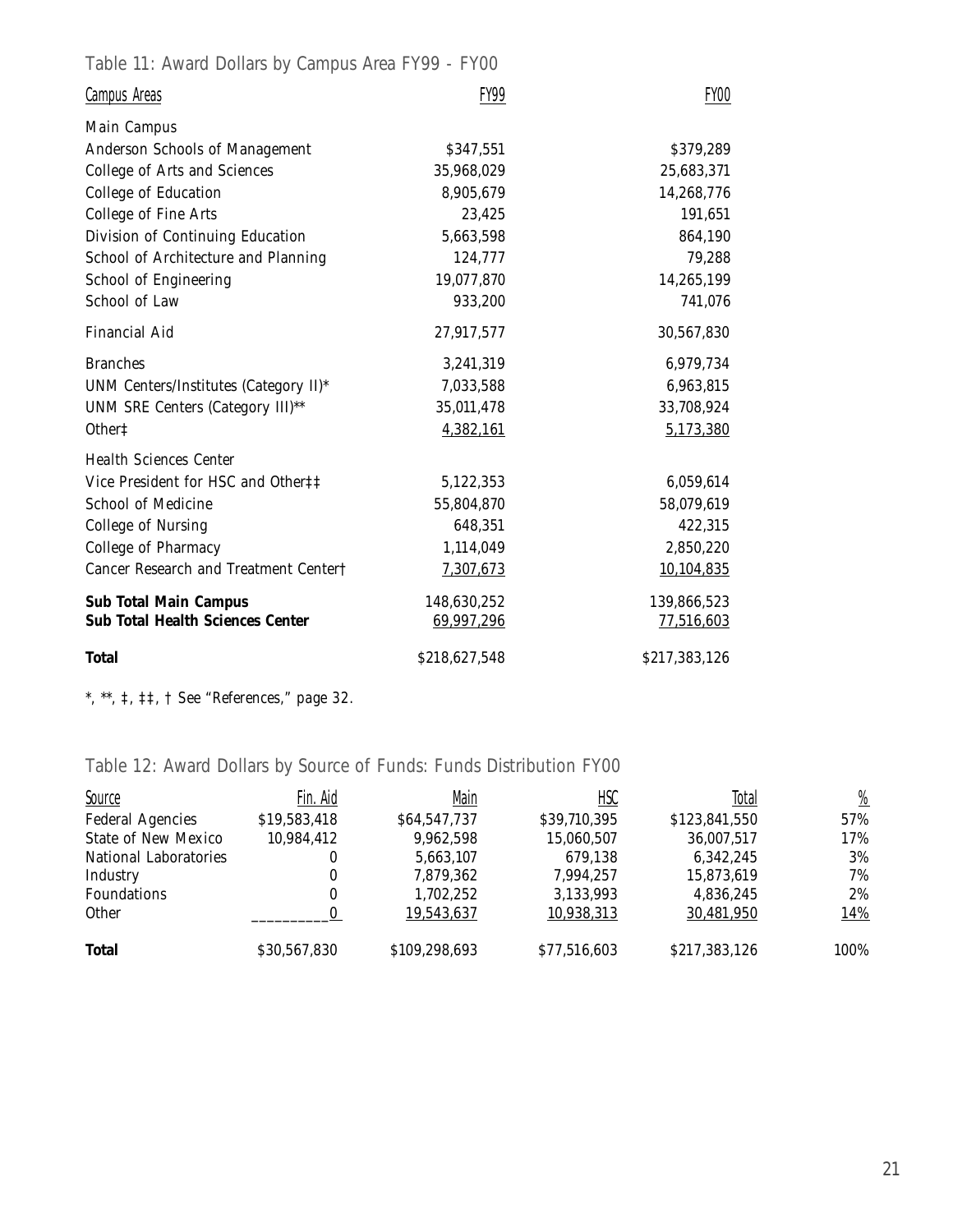## Table 11: Award Dollars by Campus Area FY99 - FY00

| Campus Areas | FY99 | FY00 |
|---|---|---|
| Main Campus | | |
| Anderson Schools of Management | $347,551 | $379,289 |
| College of Arts and Sciences | 35,968,029 | 25,683,371 |
| College of Education | 8,905,679 | 14,268,776 |
| College of Fine Arts | 23,425 | 191,651 |
| Division of Continuing Education | 5,663,598 | 864,190 |
| School of Architecture and Planning | 124,777 | 79,288 |
| School of Engineering | 19,077,870 | 14,265,199 |
| School of Law | 933,200 | 741,076 |
| Financial Aid | 27,917,577 | 30,567,830 |
| Branches | 3,241,319 | 6,979,734 |
| UNM Centers/Institutes (Category II)* | 7,033,588 | 6,963,815 |
| UNM SRE Centers (Category III)** | 35,011,478 | 33,708,924 |
| Other‡ | 4,382,161 | 5,173,380 |
| Health Sciences Center | | |
| Vice President for HSC and Other‡‡ | 5,122,353 | 6,059,614 |
| School of Medicine | 55,804,870 | 58,079,619 |
| College of Nursing | 648,351 | 422,315 |
| College of Pharmacy | 1,114,049 | 2,850,220 |
| Cancer Research and Treatment Center† | 7,307,673 | 10,104,835 |
| **Sub Total Main Campus** | 148,630,252 | 139,866,523 |
| **Sub Total Health Sciences Center** | 69,997,296 | 77,516,603 |
| **Total** | $218,627,548 | $217,383,126 |

*, **, ‡, ‡‡, † See "References," page 32.

## Table 12: Award Dollars by Source of Funds: Funds Distribution FY00

| Source | Fin. Aid | Main | HSC | Total | % |
|---|---|---|---|---|---|
| Federal Agencies | $19,583,418 | $64,547,737 | $39,710,395 | $123,841,550 | 57% |
| State of New Mexico | 10,984,412 | 9,962,598 | 15,060,507 | 36,007,517 | 17% |
| National Laboratories | 0 | 5,663,107 | 679,138 | 6,342,245 | 3% |
| Industry | 0 | 7,879,362 | 7,994,257 | 15,873,619 | 7% |
| Foundations | 0 | 1,702,252 | 3,133,993 | 4,836,245 | 2% |
| Other | 0 | 19,543,637 | 10,938,313 | 30,481,950 | 14% |
| **Total** | $30,567,830 | $109,298,693 | $77,516,603 | $217,383,126 | 100% |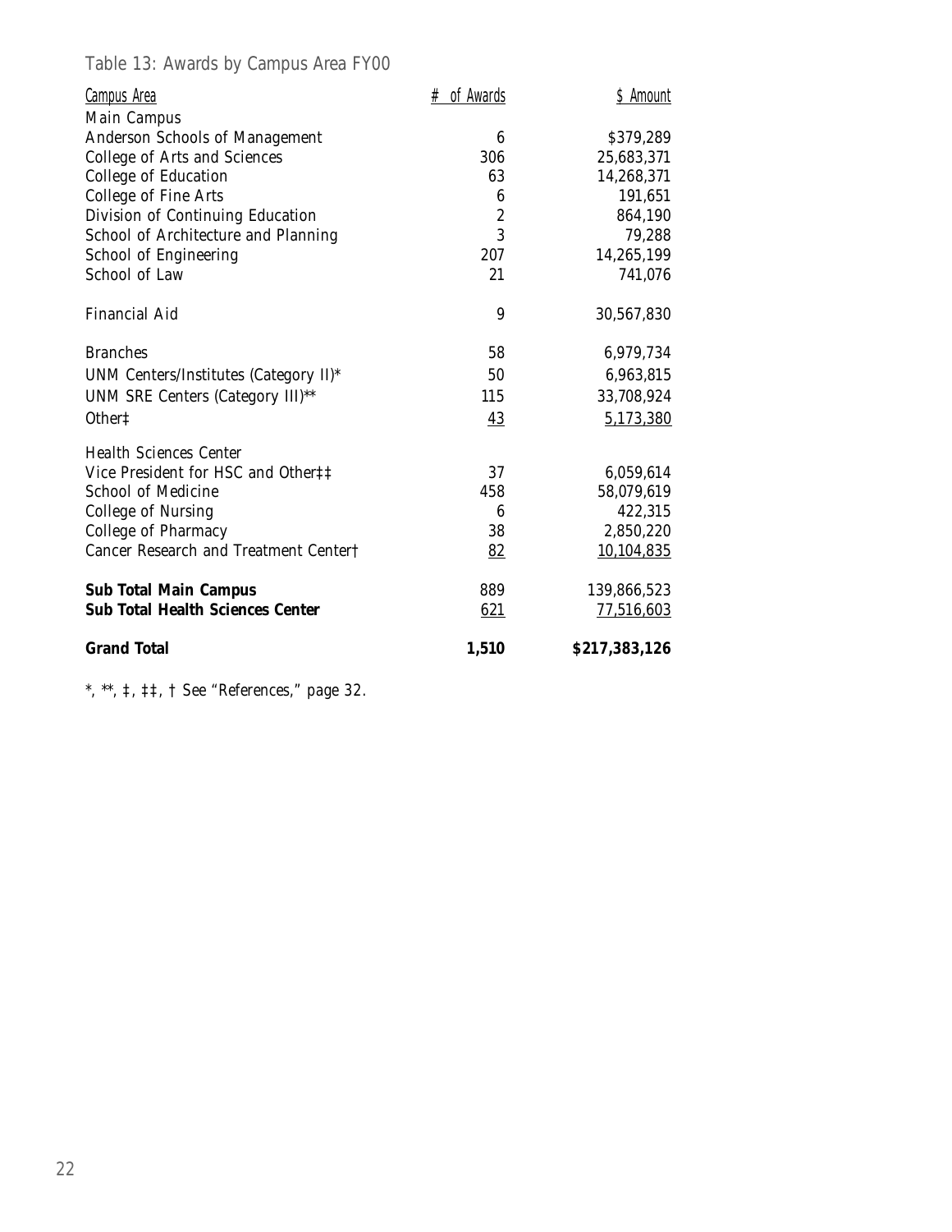Table 13: Awards by Campus Area FY00

| Campus Area | # of Awards | $ Amount |
|---|---|---|
| Main Campus | | |
| Anderson Schools of Management | 6 | $379,289 |
| College of Arts and Sciences | 306 | 25,683,371 |
| College of Education | 63 | 14,268,371 |
| College of Fine Arts | 6 | 191,651 |
| Division of Continuing Education | 2 | 864,190 |
| School of Architecture and Planning | 3 | 79,288 |
| School of Engineering | 207 | 14,265,199 |
| School of Law | 21 | 741,076 |
| Financial Aid | 9 | 30,567,830 |
| Branches | 58 | 6,979,734 |
| UNM Centers/Institutes (Category II)* | 50 | 6,963,815 |
| UNM SRE Centers (Category III)** | 115 | 33,708,924 |
| Other‡ | 43 | 5,173,380 |
| Health Sciences Center | | |
| Vice President for HSC and Other‡‡ | 37 | 6,059,614 |
| School of Medicine | 458 | 58,079,619 |
| College of Nursing | 6 | 422,315 |
| College of Pharmacy | 38 | 2,850,220 |
| Cancer Research and Treatment Center† | 82 | 10,104,835 |
| **Sub Total Main Campus** | 889 | 139,866,523 |
| **Sub Total Health Sciences Center** | 621 | 77,516,603 |
| **Grand Total** | **1,510** | **$217,383,126** |

*, **, ‡, ‡‡, † See "References," page 32.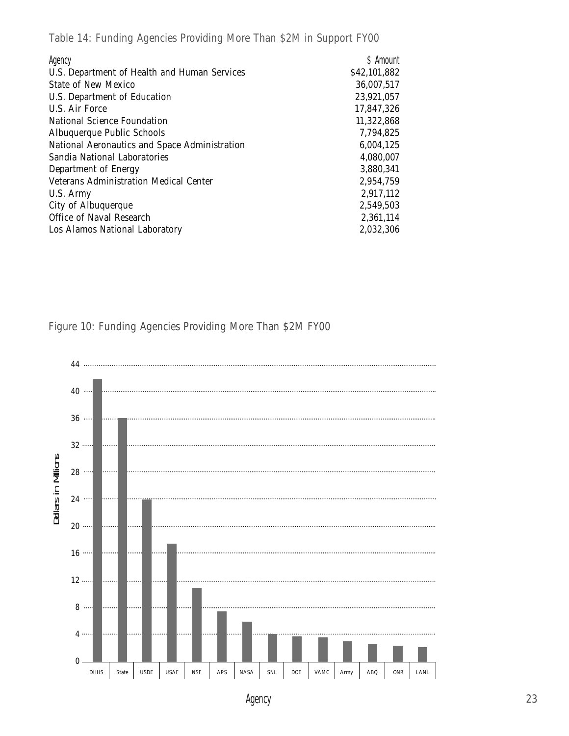Table 14: Funding Agencies Providing More Than $2M in Support FY00

| Agency | $ Amount |
|---|---|
| U.S. Department of Health and Human Services | $42,101,882 |
| State of New Mexico | 36,007,517 |
| U.S. Department of Education | 23,921,057 |
| U.S. Air Force | 17,847,326 |
| National Science Foundation | 11,322,868 |
| Albuquerque Public Schools | 7,794,825 |
| National Aeronautics and Space Administration | 6,004,125 |
| Sandia National Laboratories | 4,080,007 |
| Department of Energy | 3,880,341 |
| Veterans Administration Medical Center | 2,954,759 |
| U.S. Army | 2,917,112 |
| City of Albuquerque | 2,549,503 |
| Office of Naval Research | 2,361,114 |
| Los Alamos National Laboratory | 2,032,306 |

Figure 10: Funding Agencies Providing More Than $2M FY00

Dollars in Millions

44, 40, 36, 32, 28, 24, 20, 16, 12, 8, 4, 0

DHHS, State, USDE, USAF, NSF, APS, NASA, SNL, DOE, VAMC, Army, ABQ, ONR, LANL

Agency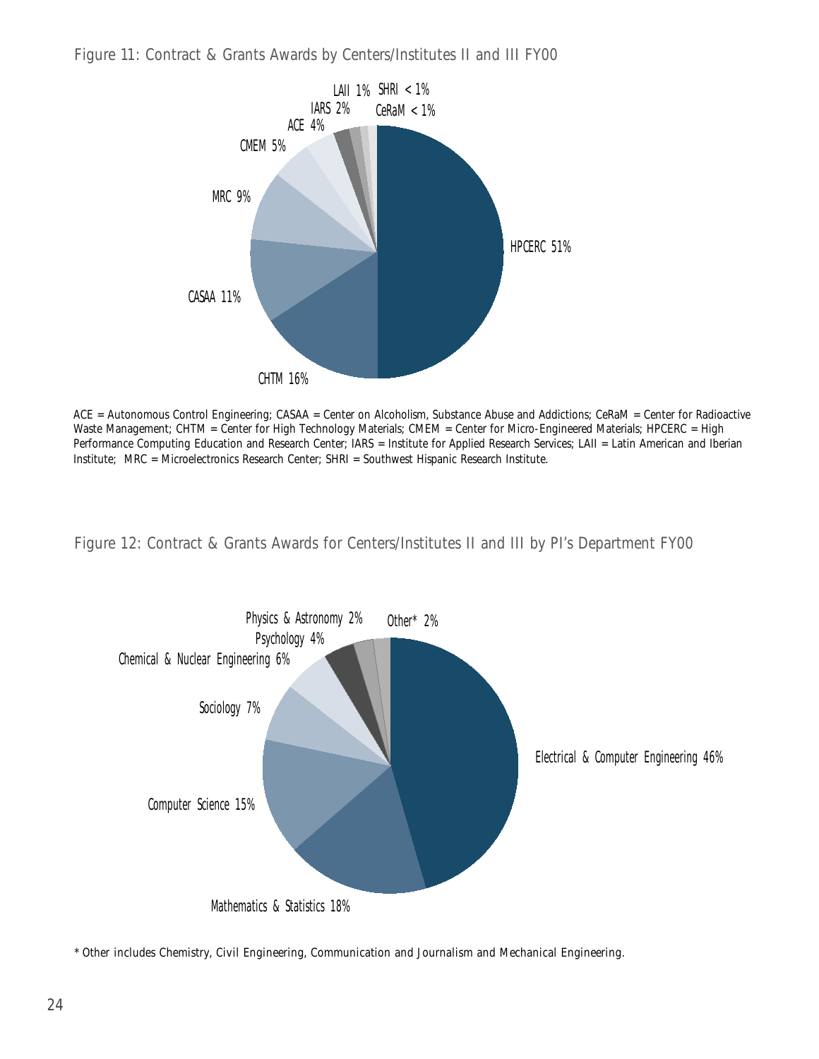Figure 11: Contract & Grants Awards by Centers/Institutes II and III FY00

LAII 1% SHRI < 1%
IARS 2% CeRaM < 1%
ACE 4%
CMEM 5%
MRC 9%
HPCERC 51%
CASAA 11%
CHTM 16%

ACE = Autonomous Control Engineering; CASAA = Center on Alcoholism, Substance Abuse and Addictions; CeRaM = Center for Radioactive Waste Management; CHTM = Center for High Technology Materials; CMEM = Center for Micro-Engineered Materials; HPCERC = High Performance Computing Education and Research Center; IARS = Institute for Applied Research Services; LAII = Latin American and Iberian Institute; MRC = Microelectronics Research Center; SHRI = Southwest Hispanic Research Institute.

Figure 12: Contract & Grants Awards for Centers/Institutes II and III by PI's Department FY00

Physics & Astronomy 2% Other* 2%
Psychology 4%
Chemical & Nuclear Engineering 6%
Sociology 7%
Electrical & Computer Engineering 46%
Computer Science 15%
Mathematics & Statistics 18%

* Other includes Chemistry, Civil Engineering, Communication and Journalism and Mechanical Engineering.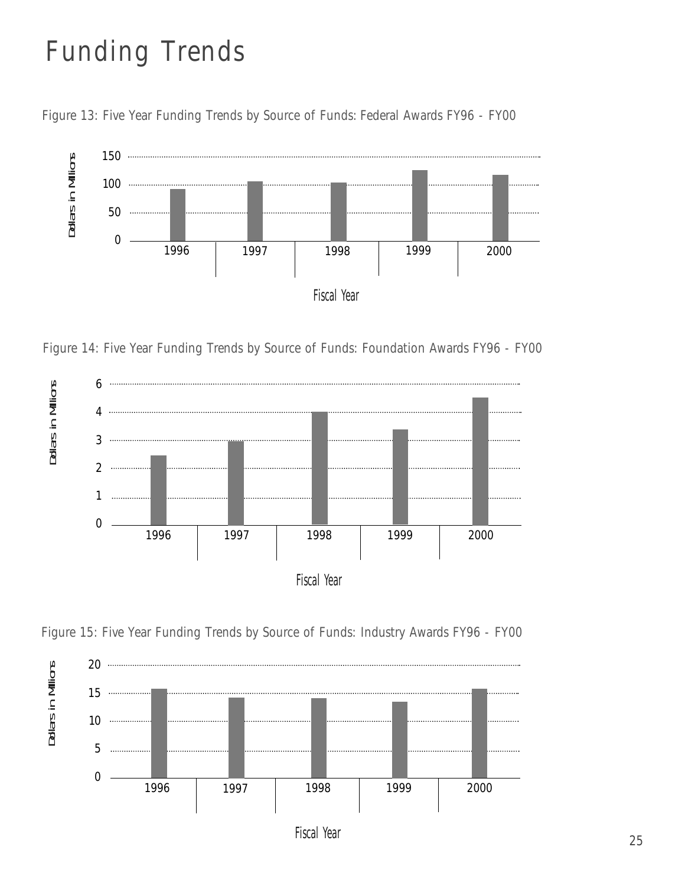# Funding Trends

Figure 13: Five Year Funding Trends by Source of Funds: Federal Awards FY96 - FY00

Figure 14: Five Year Funding Trends by Source of Funds: Foundation Awards FY96 - FY00

Figure 15: Five Year Funding Trends by Source of Funds: Industry Awards FY96 - FY00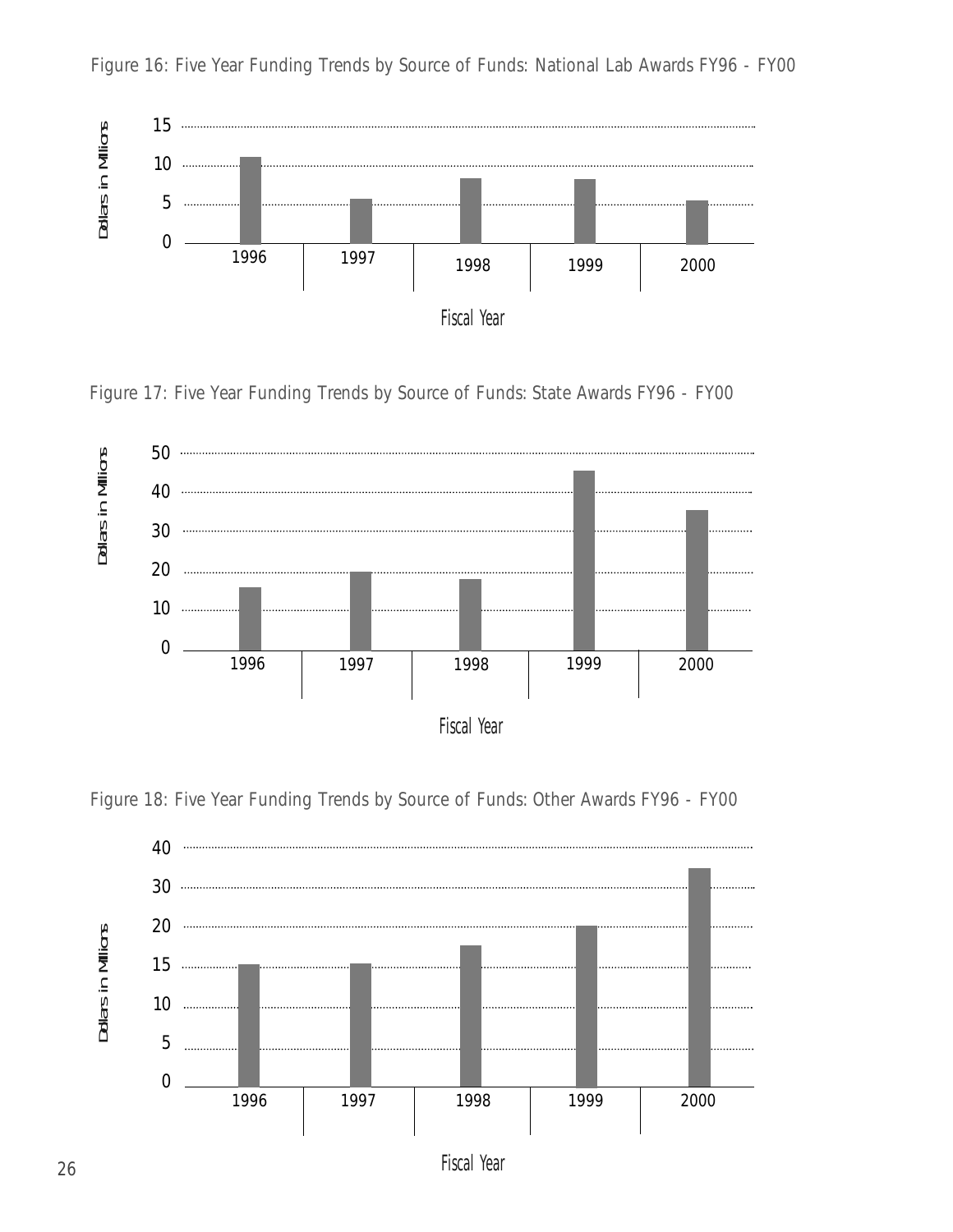Figure 16: Five Year Funding Trends by Source of Funds: National Lab Awards FY96 - FY00

Figure 17: Five Year Funding Trends by Source of Funds: State Awards FY96 - FY00

Figure 18: Five Year Funding Trends by Source of Funds: Other Awards FY96 - FY00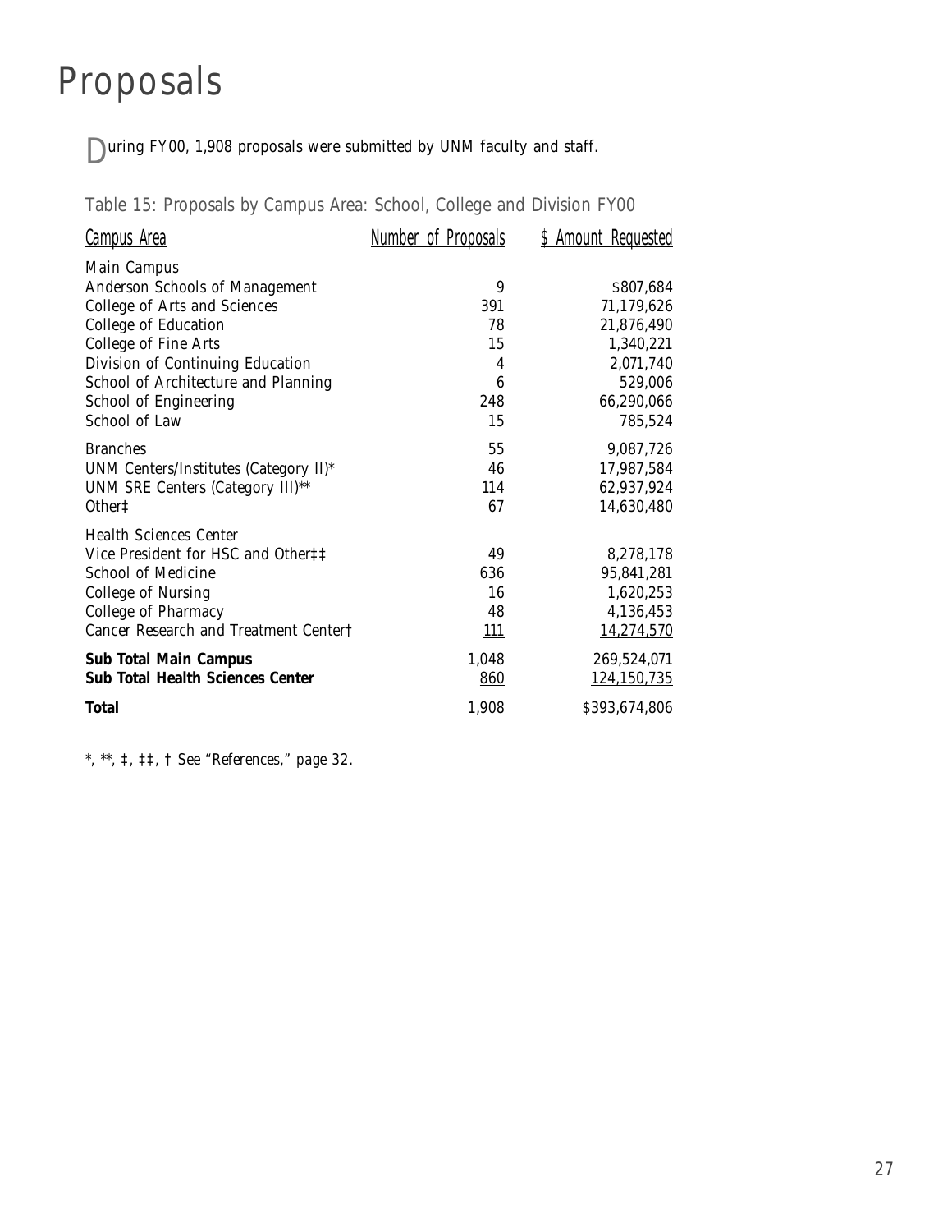# Proposals

During FY00, 1,908 proposals were submitted by UNM faculty and staff.

Table 15: Proposals by Campus Area: School, College and Division FY00

| Campus Area | Number of Proposals | $ Amount Requested |
|---|---|---|
| Main Campus | | |
| Anderson Schools of Management | 9 | $807,684 |
| College of Arts and Sciences | 391 | 71,179,626 |
| College of Education | 78 | 21,876,490 |
| College of Fine Arts | 15 | 1,340,221 |
| Division of Continuing Education | 4 | 2,071,740 |
| School of Architecture and Planning | 6 | 529,006 |
| School of Engineering | 248 | 66,290,066 |
| School of Law | 15 | 785,524 |
| Branches | 55 | 9,087,726 |
| UNM Centers/Institutes (Category II)* | 46 | 17,987,584 |
| UNM SRE Centers (Category III)** | 114 | 62,937,924 |
| Other‡ | 67 | 14,630,480 |
| Health Sciences Center | | |
| Vice President for HSC and Other‡‡ | 49 | 8,278,178 |
| School of Medicine | 636 | 95,841,281 |
| College of Nursing | 16 | 1,620,253 |
| College of Pharmacy | 48 | 4,136,453 |
| Cancer Research and Treatment Center† | 111 | 14,274,570 |
| **Sub Total Main Campus** | 1,048 | 269,524,071 |
| **Sub Total Health Sciences Center** | 860 | 124,150,735 |
| **Total** | 1,908 | $393,674,806 |

*, **, ‡, ‡‡, † See "References," page 32.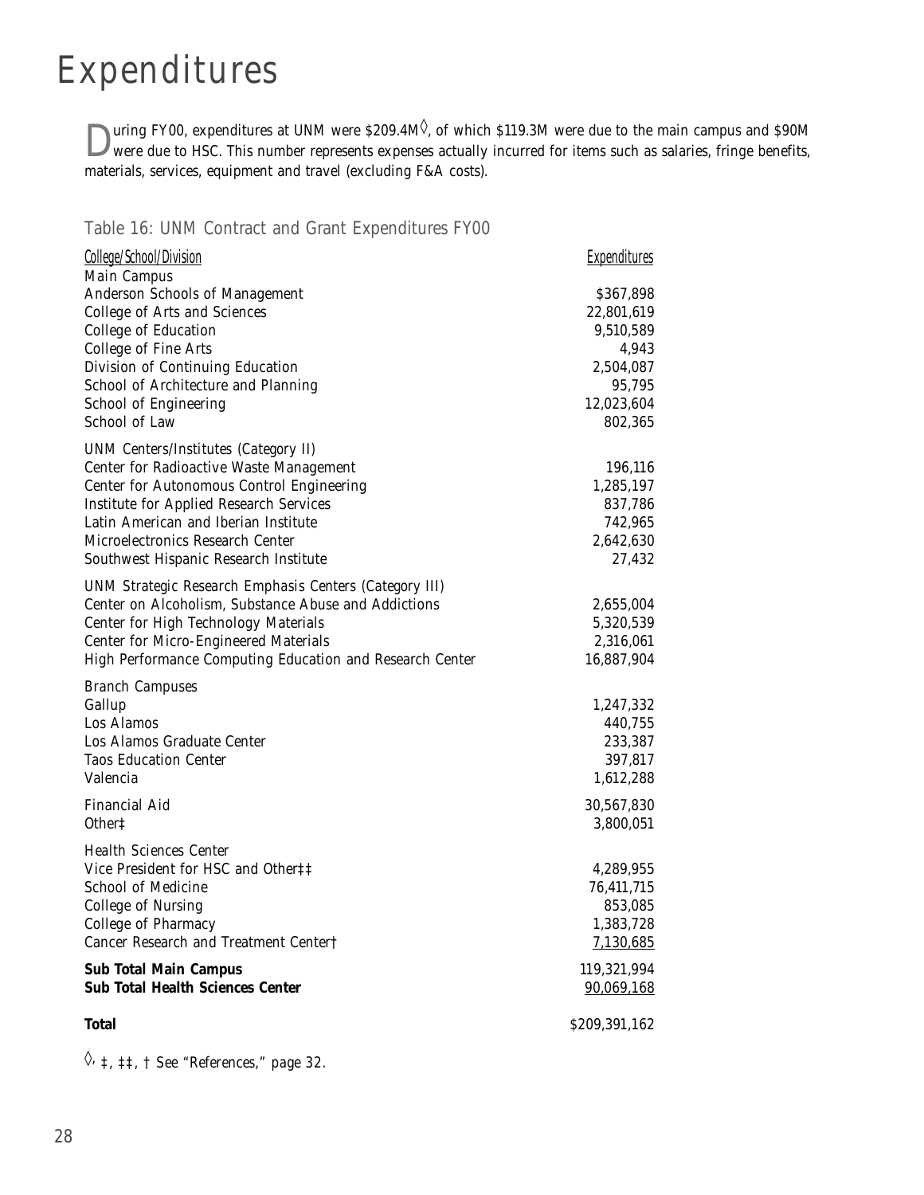# Expenditures

During FY00, expenditures at UNM were \$209.4M◊, of which \$119.3M were due to the main campus and \$90M were due to HSC. This number represents expenses actually incurred for items such as salaries, fringe benefits, materials, services, equipment and travel (excluding F&A costs).

## Table 16: UNM Contract and Grant Expenditures FY00

| College/School/Division | Expenditures |
|---|---|
| Main Campus | |
| Anderson Schools of Management | \$367,898 |
| College of Arts and Sciences | 22,801,619 |
| College of Education | 9,510,589 |
| College of Fine Arts | 4,943 |
| Division of Continuing Education | 2,504,087 |
| School of Architecture and Planning | 95,795 |
| School of Engineering | 12,023,604 |
| School of Law | 802,365 |
| UNM Centers/Institutes (Category II) | |
| Center for Radioactive Waste Management | 196,116 |
| Center for Autonomous Control Engineering | 1,285,197 |
| Institute for Applied Research Services | 837,786 |
| Latin American and Iberian Institute | 742,965 |
| Microelectronics Research Center | 2,642,630 |
| Southwest Hispanic Research Institute | 27,432 |
| UNM Strategic Research Emphasis Centers (Category III) | |
| Center on Alcoholism, Substance Abuse and Addictions | 2,655,004 |
| Center for High Technology Materials | 5,320,539 |
| Center for Micro-Engineered Materials | 2,316,061 |
| High Performance Computing Education and Research Center | 16,887,904 |
| Branch Campuses | |
| Gallup | 1,247,332 |
| Los Alamos | 440,755 |
| Los Alamos Graduate Center | 233,387 |
| Taos Education Center | 397,817 |
| Valencia | 1,612,288 |
| Financial Aid | 30,567,830 |
| Other‡ | 3,800,051 |
| Health Sciences Center | |
| Vice President for HSC and Other‡‡ | 4,289,955 |
| School of Medicine | 76,411,715 |
| College of Nursing | 853,085 |
| College of Pharmacy | 1,383,728 |
| Cancer Research and Treatment Center† | 7,130,685 |
| **Sub Total Main Campus** | 119,321,994 |
| **Sub Total Health Sciences Center** | 90,069,168 |
| **Total** | \$209,391,162 |

*◊, ‡, ‡‡, † See "References," page 32.*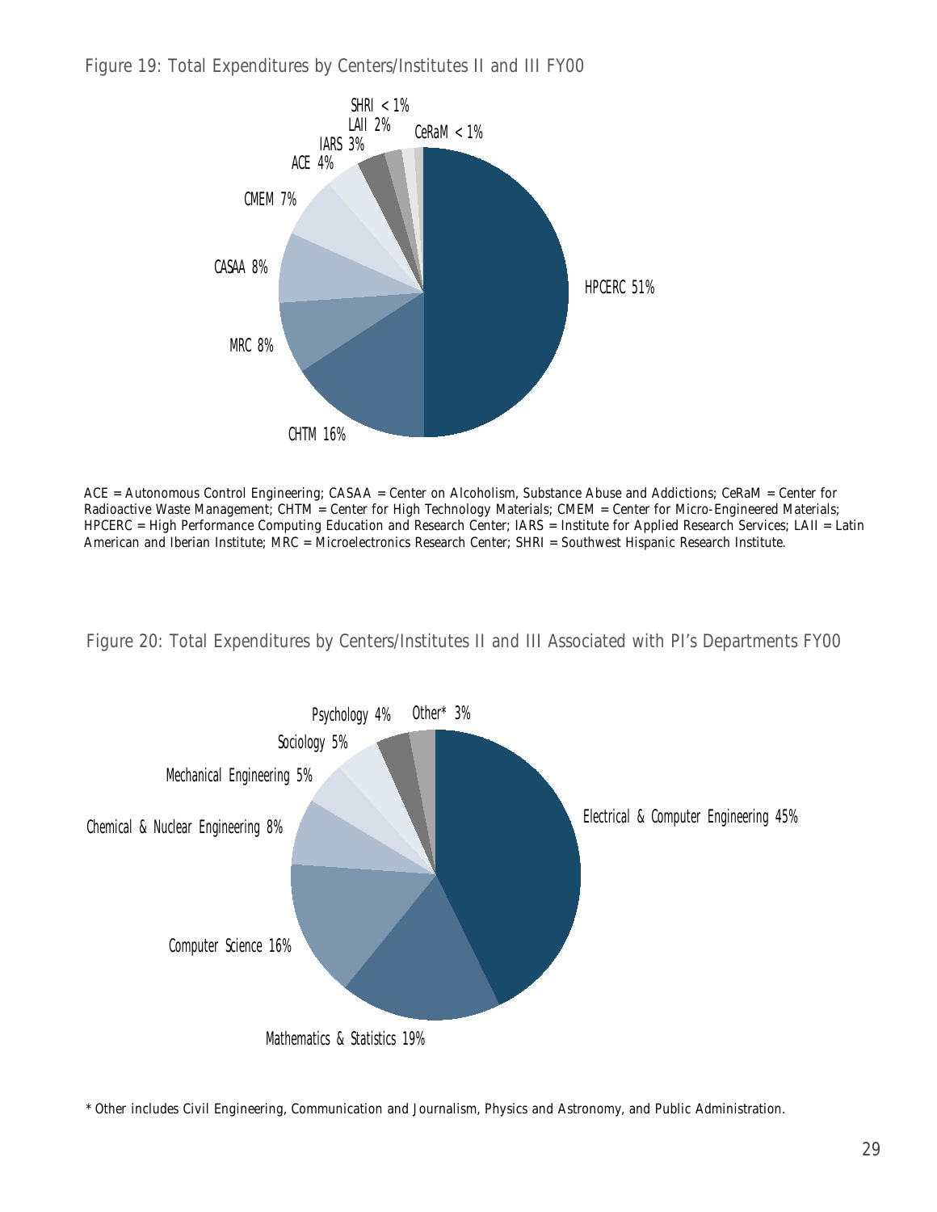Figure 19: Total Expenditures by Centers/Institutes II and III FY00

SHRI < 1%
LAII 2%
CeRaM < 1%
IARS 3%
ACE 4%
CMEM 7%
CASAA 8%
HPCERC 51%
MRC 8%
CHTM 16%

ACE = Autonomous Control Engineering; CASAA = Center on Alcoholism, Substance Abuse and Addictions; CeRaM = Center for Radioactive Waste Management; CHTM = Center for High Technology Materials; CMEM = Center for Micro-Engineered Materials; HPCERC = High Performance Computing Education and Research Center; IARS = Institute for Applied Research Services; LAII = Latin American and Iberian Institute; MRC = Microelectronics Research Center; SHRI = Southwest Hispanic Research Institute.

Figure 20: Total Expenditures by Centers/Institutes II and III Associated with PI's Departments FY00

Psychology 4%
Other* 3%
Sociology 5%
Mechanical Engineering 5%
Electrical & Computer Engineering 45%
Chemical & Nuclear Engineering 8%
Computer Science 16%
Mathematics & Statistics 19%

* Other includes Civil Engineering, Communication and Journalism, Physics and Astronomy, and Public Administration.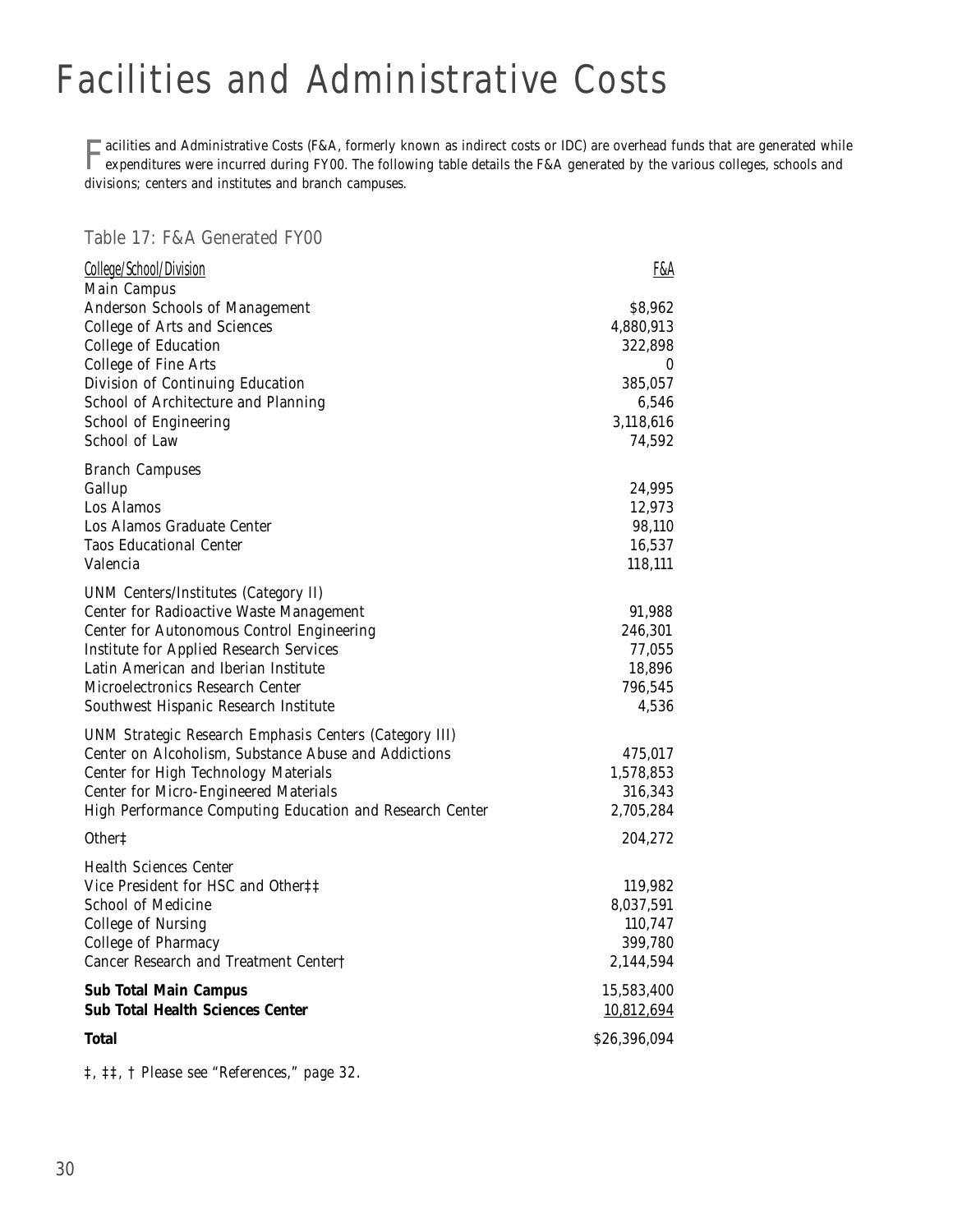# Facilities and Administrative Costs

Facilities and Administrative Costs (F&A, formerly known as indirect costs or IDC) are overhead funds that are generated while expenditures were incurred during FY00. The following table details the F&A generated by the various colleges, schools and divisions; centers and institutes and branch campuses.

Table 17: F&A Generated FY00

| College/School/Division | F&A |
|---|---|
| Main Campus | |
| Anderson Schools of Management | \$8,962 |
| College of Arts and Sciences | 4,880,913 |
| College of Education | 322,898 |
| College of Fine Arts | 0 |
| Division of Continuing Education | 385,057 |
| School of Architecture and Planning | 6,546 |
| School of Engineering | 3,118,616 |
| School of Law | 74,592 |
| Branch Campuses | |
| Gallup | 24,995 |
| Los Alamos | 12,973 |
| Los Alamos Graduate Center | 98,110 |
| Taos Educational Center | 16,537 |
| Valencia | 118,111 |
| UNM Centers/Institutes (Category II) | |
| Center for Radioactive Waste Management | 91,988 |
| Center for Autonomous Control Engineering | 246,301 |
| Institute for Applied Research Services | 77,055 |
| Latin American and Iberian Institute | 18,896 |
| Microelectronics Research Center | 796,545 |
| Southwest Hispanic Research Institute | 4,536 |
| UNM Strategic Research Emphasis Centers (Category III) | |
| Center on Alcoholism, Substance Abuse and Addictions | 475,017 |
| Center for High Technology Materials | 1,578,853 |
| Center for Micro-Engineered Materials | 316,343 |
| High Performance Computing Education and Research Center | 2,705,284 |
| Other‡ | 204,272 |
| Health Sciences Center | |
| Vice President for HSC and Other‡‡ | 119,982 |
| School of Medicine | 8,037,591 |
| College of Nursing | 110,747 |
| College of Pharmacy | 399,780 |
| Cancer Research and Treatment Center† | 2,144,594 |
| **Sub Total Main Campus** | 15,583,400 |
| **Sub Total Health Sciences Center** | 10,812,694 |
| **Total** | \$26,396,094 |

‡, ‡‡, † Please see "References," page 32.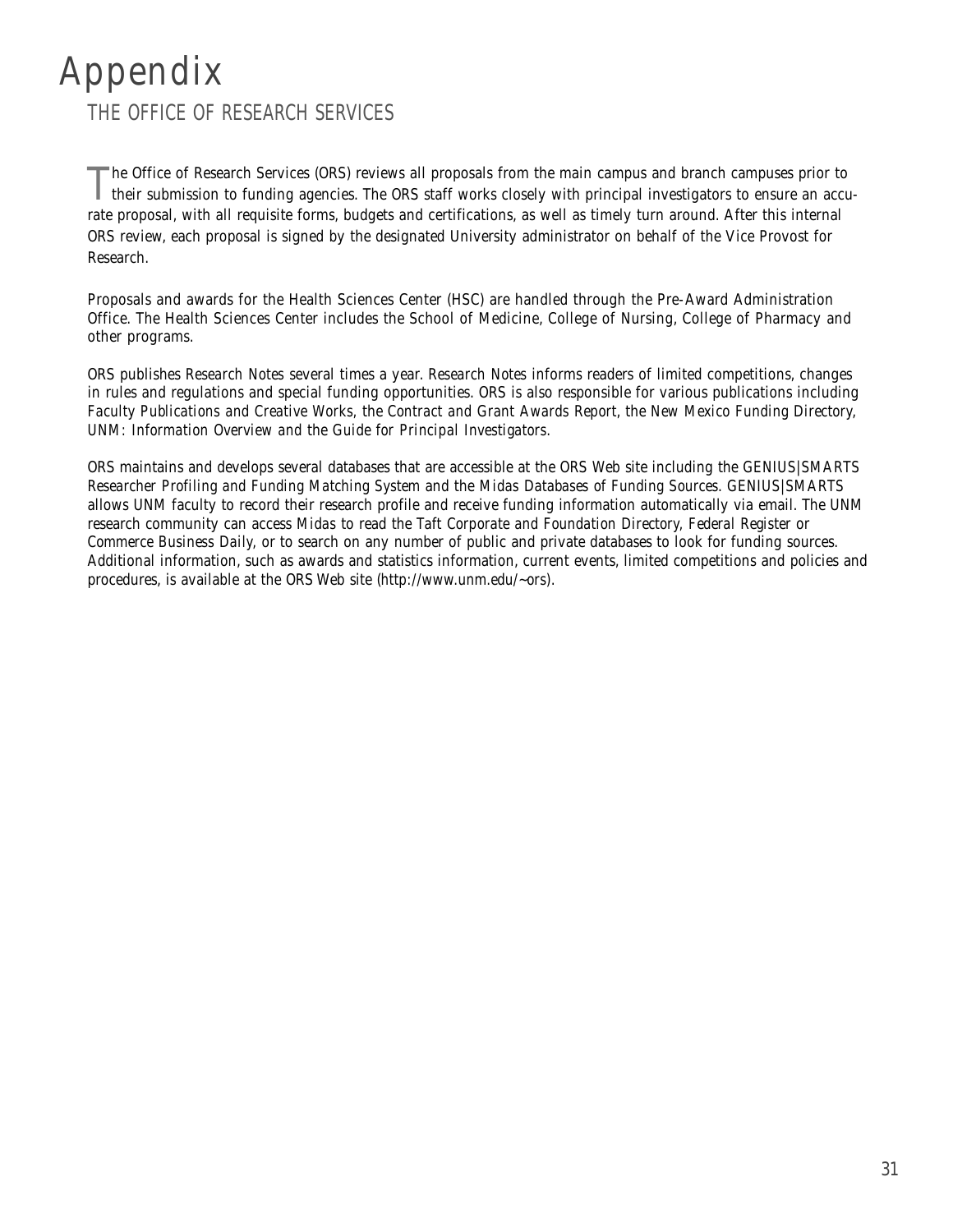# Appendix

## THE OFFICE OF RESEARCH SERVICES

The Office of Research Services (ORS) reviews all proposals from the main campus and branch campuses prior to their submission to funding agencies. The ORS staff works closely with principal investigators to ensure an accurate proposal, with all requisite forms, budgets and certifications, as well as timely turn around. After this internal ORS review, each proposal is signed by the designated University administrator on behalf of the Vice Provost for Research.

Proposals and awards for the Health Sciences Center (HSC) are handled through the Pre-Award Administration Office. The Health Sciences Center includes the School of Medicine, College of Nursing, College of Pharmacy and other programs.

ORS publishes *Research Notes* several times a year. *Research Notes* informs readers of limited competitions, changes in rules and regulations and special funding opportunities. ORS is also responsible for various publications including *Faculty Publications and Creative Works*, the *Contract and Grant Awards Report*, the *New Mexico Funding Directory*, *UNM: Information Overview* and the *Guide for Principal Investigators*.

ORS maintains and develops several databases that are accessible at the ORS Web site including the *GENIUS|SMARTS Researcher Profiling and Funding Matching System* and the *Midas Databases of Funding Sources*. *GENIUS|SMARTS* allows UNM faculty to record their research profile and receive funding information automatically via email. The UNM research community can access *Midas* to read the *Taft Corporate and Foundation Directory*, *Federal Register* or *Commerce Business Daily*, or to search on any number of public and private databases to look for funding sources. Additional information, such as awards and statistics information, current events, limited competitions and policies and procedures, is available at the ORS Web site (http://www.unm.edu/~ors).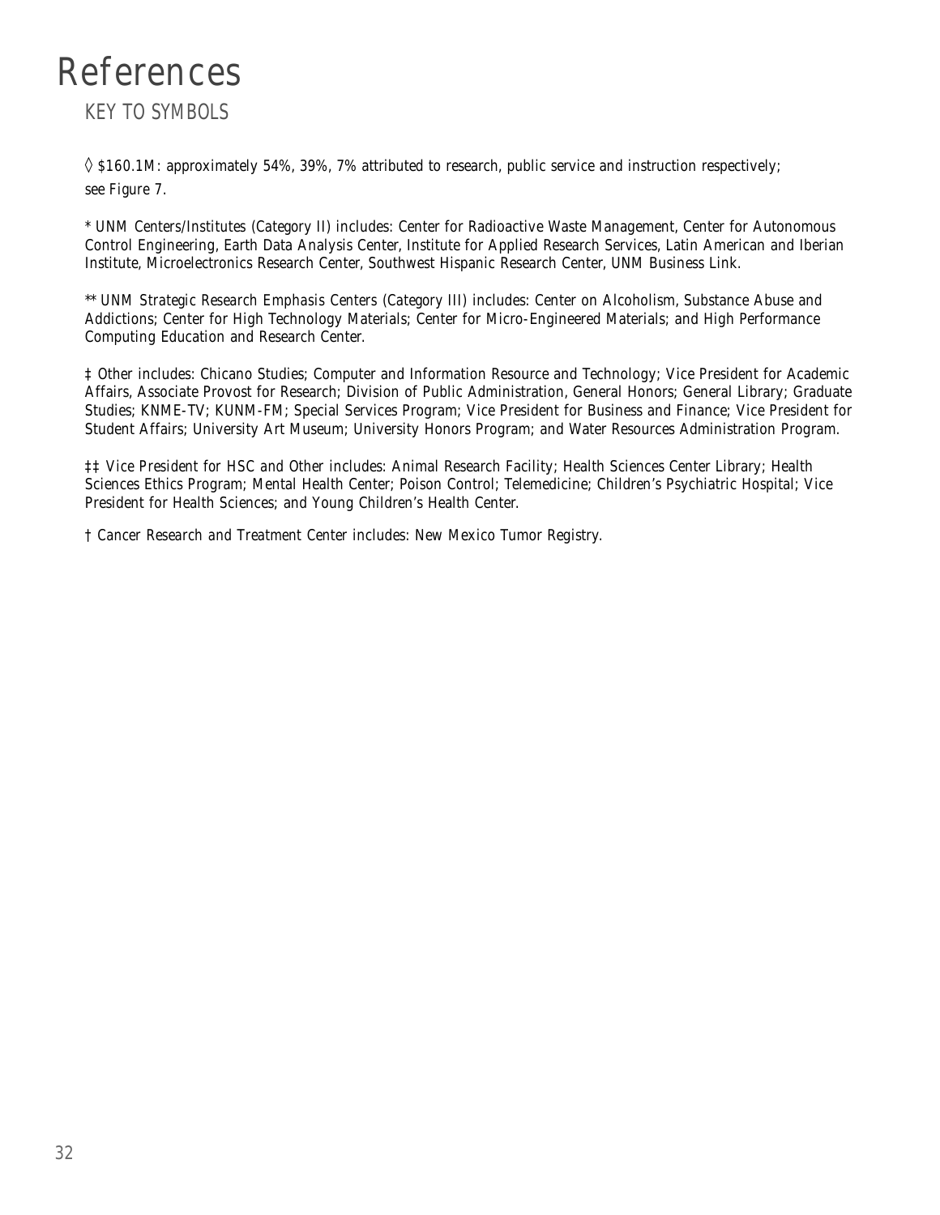# References

## KEY TO SYMBOLS

◊ $160.1M: approximately 54%, 39%, 7% attributed to research, public service and instruction respectively; see Figure 7.

\* UNM Centers/Institutes (Category II) includes: Center for Radioactive Waste Management, Center for Autonomous Control Engineering, Earth Data Analysis Center, Institute for Applied Research Services, Latin American and Iberian Institute, Microelectronics Research Center, Southwest Hispanic Research Center, UNM Business Link.

\*\* UNM Strategic Research Emphasis Centers (Category III) includes: Center on Alcoholism, Substance Abuse and Addictions; Center for High Technology Materials; Center for Micro-Engineered Materials; and High Performance Computing Education and Research Center.

‡ Other includes: Chicano Studies; Computer and Information Resource and Technology; Vice President for Academic Affairs, Associate Provost for Research; Division of Public Administration, General Honors; General Library; Graduate Studies; KNME-TV; KUNM-FM; Special Services Program; Vice President for Business and Finance; Vice President for Student Affairs; University Art Museum; University Honors Program; and Water Resources Administration Program.

‡‡ Vice President for HSC and Other includes: Animal Research Facility; Health Sciences Center Library; Health Sciences Ethics Program; Mental Health Center; Poison Control; Telemedicine; Children's Psychiatric Hospital; Vice President for Health Sciences; and Young Children's Health Center.

† Cancer Research and Treatment Center includes: New Mexico Tumor Registry.